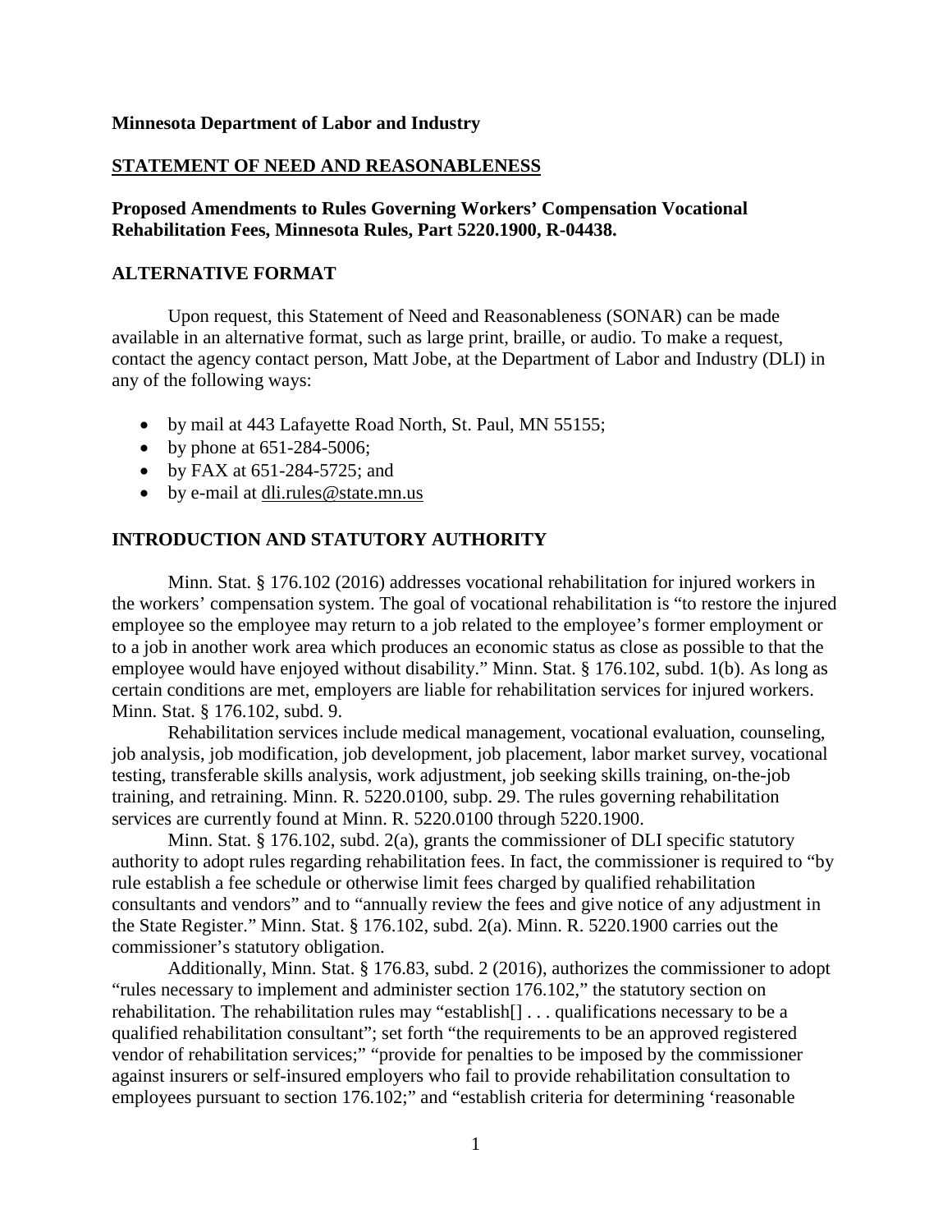**Minnesota Department of Labor and Industry**

## STATEMENT OF NEED AND REASONABLENESS

**Proposed Amendments to Rules Governing Workers' Compensation Vocational Rehabilitation Fees, Minnesota Rules, Part 5220.1900, R-04438.**

## ALTERNATIVE FORMAT

Upon request, this Statement of Need and Reasonableness (SONAR) can be made available in an alternative format, such as large print, braille, or audio. To make a request, contact the agency contact person, Matt Jobe, at the Department of Labor and Industry (DLI) in any of the following ways:

- by mail at 443 Lafayette Road North, St. Paul, MN 55155;
- by phone at 651-284-5006;
- by FAX at 651-284-5725; and
- by e-mail at dli.rules@state.mn.us

## INTRODUCTION AND STATUTORY AUTHORITY

Minn. Stat. § 176.102 (2016) addresses vocational rehabilitation for injured workers in the workers' compensation system. The goal of vocational rehabilitation is "to restore the injured employee so the employee may return to a job related to the employee's former employment or to a job in another work area which produces an economic status as close as possible to that the employee would have enjoyed without disability." Minn. Stat. § 176.102, subd. 1(b). As long as certain conditions are met, employers are liable for rehabilitation services for injured workers. Minn. Stat. § 176.102, subd. 9.

Rehabilitation services include medical management, vocational evaluation, counseling, job analysis, job modification, job development, job placement, labor market survey, vocational testing, transferable skills analysis, work adjustment, job seeking skills training, on-the-job training, and retraining. Minn. R. 5220.0100, subp. 29. The rules governing rehabilitation services are currently found at Minn. R. 5220.0100 through 5220.1900.

Minn. Stat. § 176.102, subd. 2(a), grants the commissioner of DLI specific statutory authority to adopt rules regarding rehabilitation fees. In fact, the commissioner is required to "by rule establish a fee schedule or otherwise limit fees charged by qualified rehabilitation consultants and vendors" and to "annually review the fees and give notice of any adjustment in the State Register." Minn. Stat. § 176.102, subd. 2(a). Minn. R. 5220.1900 carries out the commissioner's statutory obligation.

Additionally, Minn. Stat. § 176.83, subd. 2 (2016), authorizes the commissioner to adopt "rules necessary to implement and administer section 176.102," the statutory section on rehabilitation. The rehabilitation rules may "establish[] . . . qualifications necessary to be a qualified rehabilitation consultant"; set forth "the requirements to be an approved registered vendor of rehabilitation services;" "provide for penalties to be imposed by the commissioner against insurers or self-insured employers who fail to provide rehabilitation consultation to employees pursuant to section 176.102;" and "establish criteria for determining 'reasonable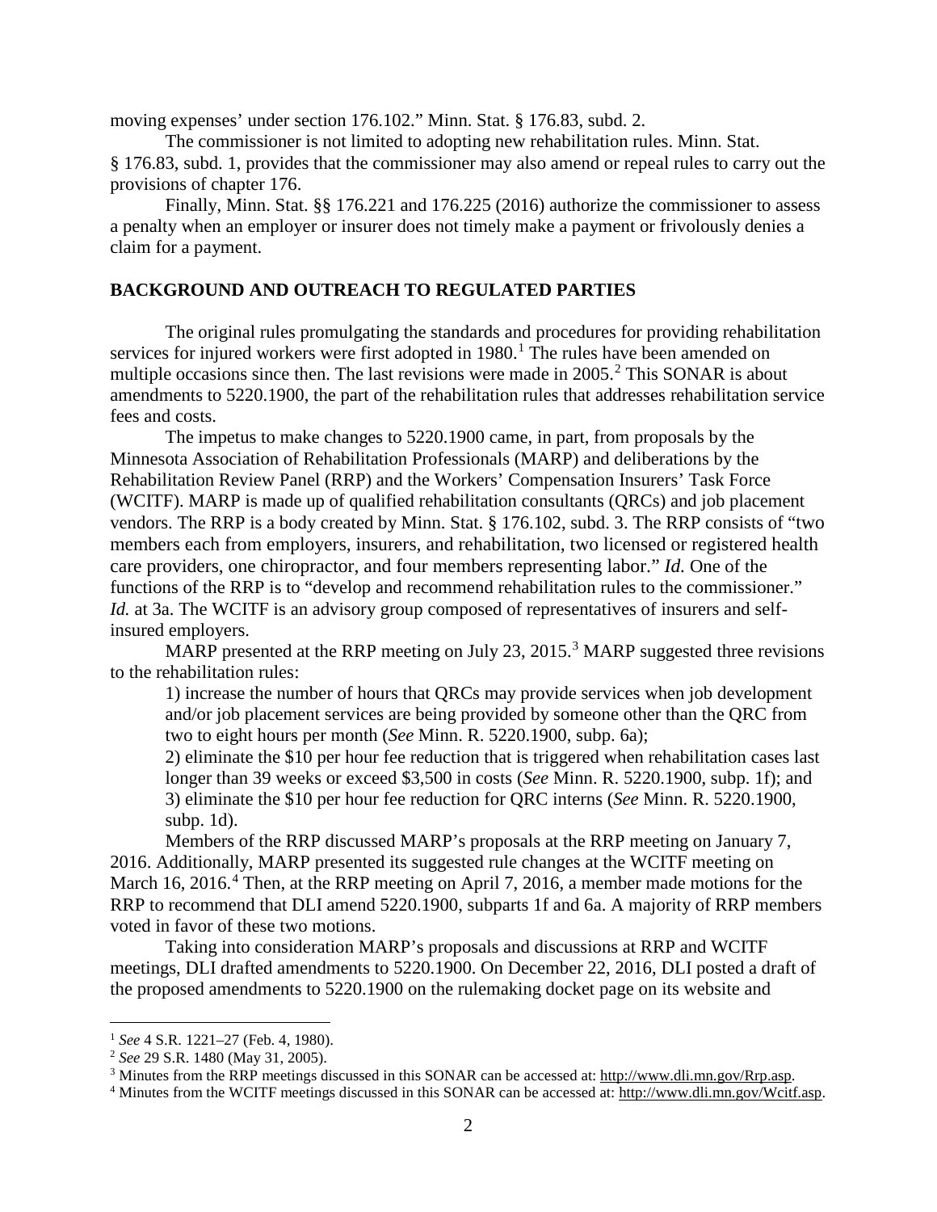moving expenses' under section 176.102." Minn. Stat. § 176.83, subd. 2.

The commissioner is not limited to adopting new rehabilitation rules. Minn. Stat. § 176.83, subd. 1, provides that the commissioner may also amend or repeal rules to carry out the provisions of chapter 176.

Finally, Minn. Stat. §§ 176.221 and 176.225 (2016) authorize the commissioner to assess a penalty when an employer or insurer does not timely make a payment or frivolously denies a claim for a payment.

## BACKGROUND AND OUTREACH TO REGULATED PARTIES

The original rules promulgating the standards and procedures for providing rehabilitation services for injured workers were first adopted in 1980.[1] The rules have been amended on multiple occasions since then. The last revisions were made in 2005.[2] This SONAR is about amendments to 5220.1900, the part of the rehabilitation rules that addresses rehabilitation service fees and costs.

The impetus to make changes to 5220.1900 came, in part, from proposals by the Minnesota Association of Rehabilitation Professionals (MARP) and deliberations by the Rehabilitation Review Panel (RRP) and the Workers' Compensation Insurers' Task Force (WCITF). MARP is made up of qualified rehabilitation consultants (QRCs) and job placement vendors. The RRP is a body created by Minn. Stat. § 176.102, subd. 3. The RRP consists of "two members each from employers, insurers, and rehabilitation, two licensed or registered health care providers, one chiropractor, and four members representing labor." *Id.* One of the functions of the RRP is to "develop and recommend rehabilitation rules to the commissioner." *Id.* at 3a. The WCITF is an advisory group composed of representatives of insurers and self-insured employers.

MARP presented at the RRP meeting on July 23, 2015.[3] MARP suggested three revisions to the rehabilitation rules:

1) increase the number of hours that QRCs may provide services when job development and/or job placement services are being provided by someone other than the QRC from two to eight hours per month (*See* Minn. R. 5220.1900, subp. 6a);
2) eliminate the $10 per hour fee reduction that is triggered when rehabilitation cases last longer than 39 weeks or exceed $3,500 in costs (*See* Minn. R. 5220.1900, subp. 1f); and
3) eliminate the $10 per hour fee reduction for QRC interns (*See* Minn. R. 5220.1900, subp. 1d).

Members of the RRP discussed MARP's proposals at the RRP meeting on January 7, 2016. Additionally, MARP presented its suggested rule changes at the WCITF meeting on March 16, 2016.[4] Then, at the RRP meeting on April 7, 2016, a member made motions for the RRP to recommend that DLI amend 5220.1900, subparts 1f and 6a. A majority of RRP members voted in favor of these two motions.

Taking into consideration MARP's proposals and discussions at RRP and WCITF meetings, DLI drafted amendments to 5220.1900. On December 22, 2016, DLI posted a draft of the proposed amendments to 5220.1900 on the rulemaking docket page on its website and

---

[1] *See* 4 S.R. 1221–27 (Feb. 4, 1980).

[2] *See* 29 S.R. 1480 (May 31, 2005).

[3] Minutes from the RRP meetings discussed in this SONAR can be accessed at: http://www.dli.mn.gov/Rrp.asp.

[4] Minutes from the WCITF meetings discussed in this SONAR can be accessed at: http://www.dli.mn.gov/Wcitf.asp.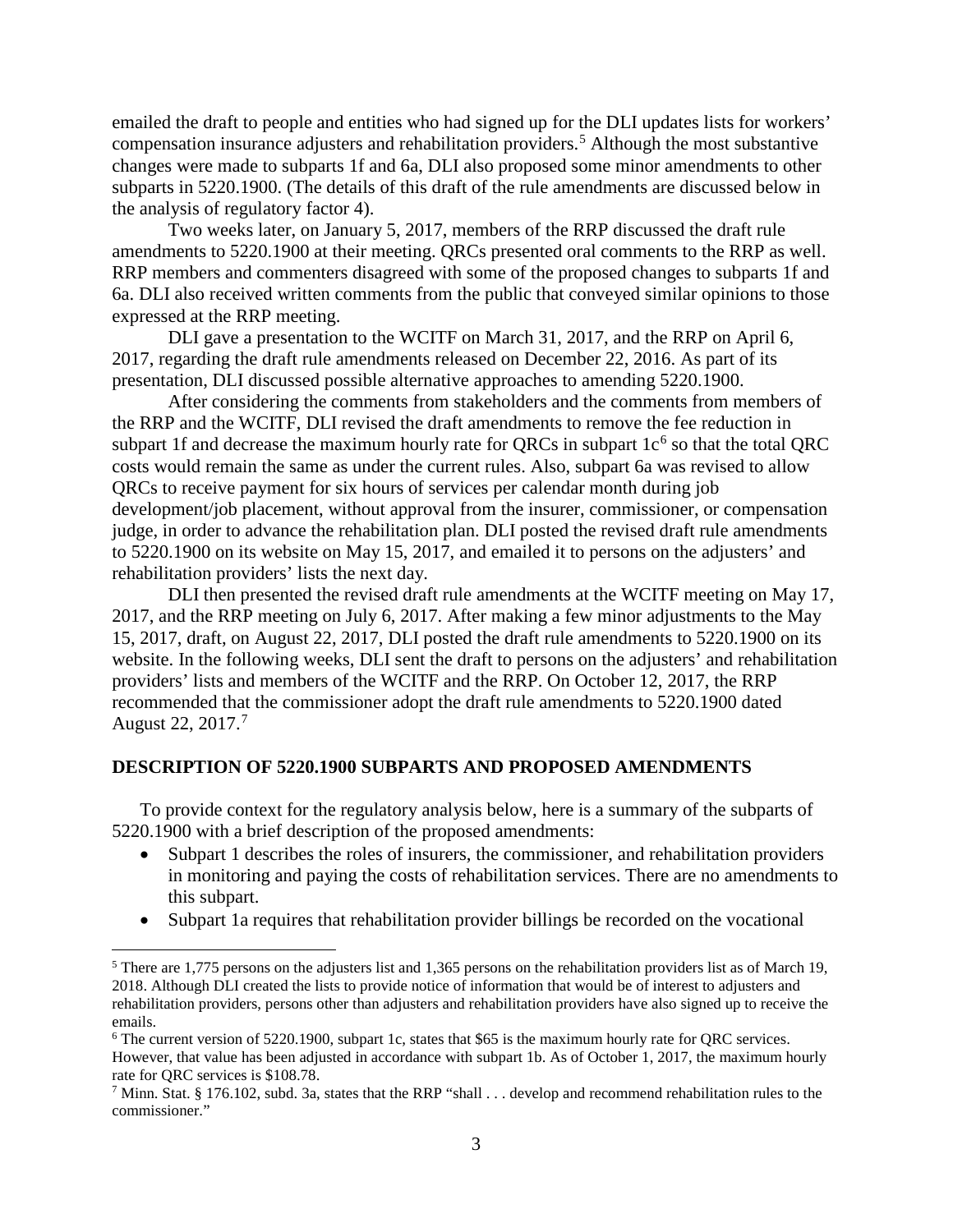emailed the draft to people and entities who had signed up for the DLI updates lists for workers' compensation insurance adjusters and rehabilitation providers.[5] Although the most substantive changes were made to subparts 1f and 6a, DLI also proposed some minor amendments to other subparts in 5220.1900. (The details of this draft of the rule amendments are discussed below in the analysis of regulatory factor 4).

Two weeks later, on January 5, 2017, members of the RRP discussed the draft rule amendments to 5220.1900 at their meeting. QRCs presented oral comments to the RRP as well. RRP members and commenters disagreed with some of the proposed changes to subparts 1f and 6a. DLI also received written comments from the public that conveyed similar opinions to those expressed at the RRP meeting.

DLI gave a presentation to the WCITF on March 31, 2017, and the RRP on April 6, 2017, regarding the draft rule amendments released on December 22, 2016. As part of its presentation, DLI discussed possible alternative approaches to amending 5220.1900.

After considering the comments from stakeholders and the comments from members of the RRP and the WCITF, DLI revised the draft amendments to remove the fee reduction in subpart 1f and decrease the maximum hourly rate for QRCs in subpart 1c[6] so that the total QRC costs would remain the same as under the current rules. Also, subpart 6a was revised to allow QRCs to receive payment for six hours of services per calendar month during job development/job placement, without approval from the insurer, commissioner, or compensation judge, in order to advance the rehabilitation plan. DLI posted the revised draft rule amendments to 5220.1900 on its website on May 15, 2017, and emailed it to persons on the adjusters' and rehabilitation providers' lists the next day.

DLI then presented the revised draft rule amendments at the WCITF meeting on May 17, 2017, and the RRP meeting on July 6, 2017. After making a few minor adjustments to the May 15, 2017, draft, on August 22, 2017, DLI posted the draft rule amendments to 5220.1900 on its website. In the following weeks, DLI sent the draft to persons on the adjusters' and rehabilitation providers' lists and members of the WCITF and the RRP. On October 12, 2017, the RRP recommended that the commissioner adopt the draft rule amendments to 5220.1900 dated August 22, 2017.[7]

## DESCRIPTION OF 5220.1900 SUBPARTS AND PROPOSED AMENDMENTS

To provide context for the regulatory analysis below, here is a summary of the subparts of 5220.1900 with a brief description of the proposed amendments:

- Subpart 1 describes the roles of insurers, the commissioner, and rehabilitation providers in monitoring and paying the costs of rehabilitation services. There are no amendments to this subpart.
- Subpart 1a requires that rehabilitation provider billings be recorded on the vocational

[5] There are 1,775 persons on the adjusters list and 1,365 persons on the rehabilitation providers list as of March 19, 2018. Although DLI created the lists to provide notice of information that would be of interest to adjusters and rehabilitation providers, persons other than adjusters and rehabilitation providers have also signed up to receive the emails.

[6] The current version of 5220.1900, subpart 1c, states that $65 is the maximum hourly rate for QRC services. However, that value has been adjusted in accordance with subpart 1b. As of October 1, 2017, the maximum hourly rate for QRC services is $108.78.

[7] Minn. Stat. § 176.102, subd. 3a, states that the RRP "shall . . . develop and recommend rehabilitation rules to the commissioner."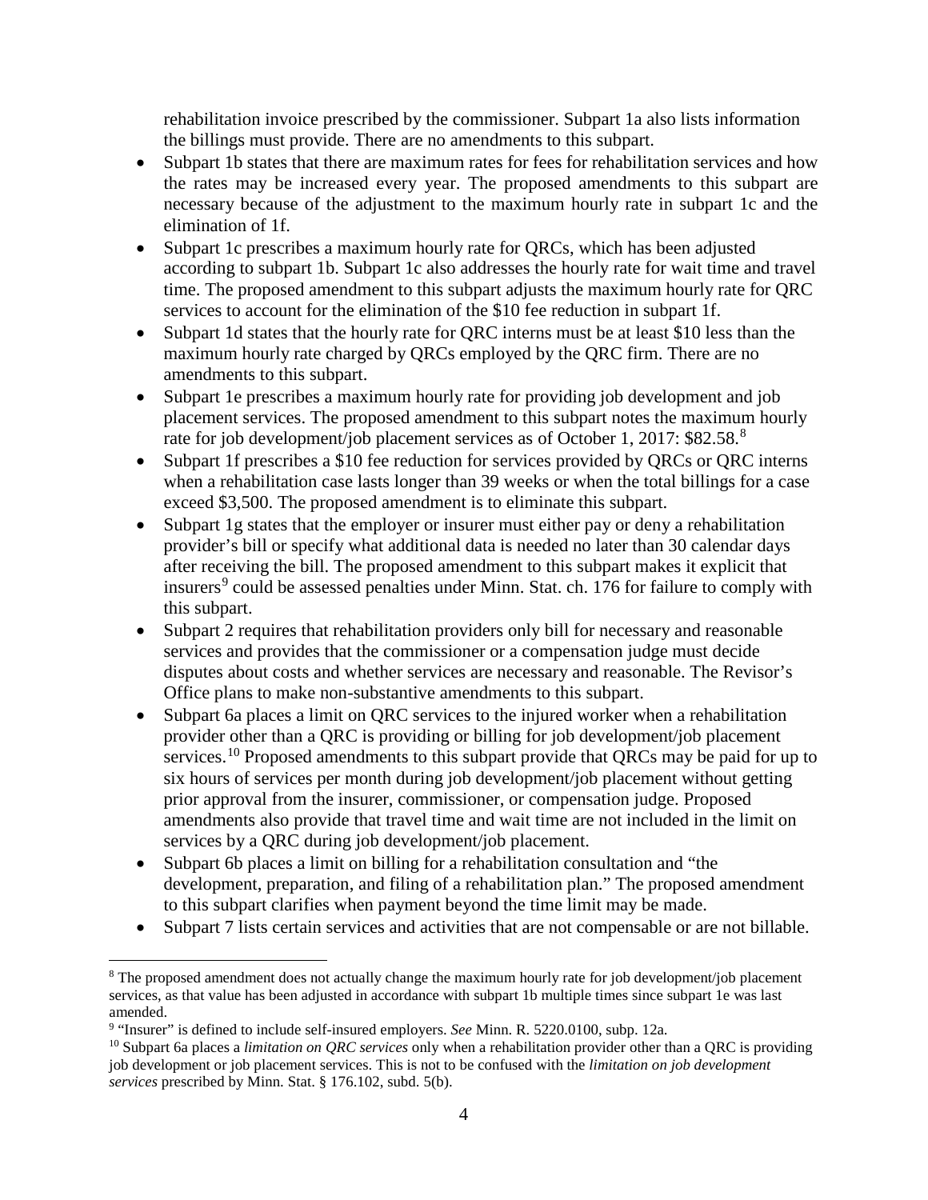rehabilitation invoice prescribed by the commissioner. Subpart 1a also lists information the billings must provide. There are no amendments to this subpart.

- Subpart 1b states that there are maximum rates for fees for rehabilitation services and how the rates may be increased every year. The proposed amendments to this subpart are necessary because of the adjustment to the maximum hourly rate in subpart 1c and the elimination of 1f.
- Subpart 1c prescribes a maximum hourly rate for QRCs, which has been adjusted according to subpart 1b. Subpart 1c also addresses the hourly rate for wait time and travel time. The proposed amendment to this subpart adjusts the maximum hourly rate for QRC services to account for the elimination of the $10 fee reduction in subpart 1f.
- Subpart 1d states that the hourly rate for QRC interns must be at least $10 less than the maximum hourly rate charged by QRCs employed by the QRC firm. There are no amendments to this subpart.
- Subpart 1e prescribes a maximum hourly rate for providing job development and job placement services. The proposed amendment to this subpart notes the maximum hourly rate for job development/job placement services as of October 1, 2017: $82.58.[8]
- Subpart 1f prescribes a $10 fee reduction for services provided by QRCs or QRC interns when a rehabilitation case lasts longer than 39 weeks or when the total billings for a case exceed $3,500. The proposed amendment is to eliminate this subpart.
- Subpart 1g states that the employer or insurer must either pay or deny a rehabilitation provider's bill or specify what additional data is needed no later than 30 calendar days after receiving the bill. The proposed amendment to this subpart makes it explicit that insurers[9] could be assessed penalties under Minn. Stat. ch. 176 for failure to comply with this subpart.
- Subpart 2 requires that rehabilitation providers only bill for necessary and reasonable services and provides that the commissioner or a compensation judge must decide disputes about costs and whether services are necessary and reasonable. The Revisor's Office plans to make non-substantive amendments to this subpart.
- Subpart 6a places a limit on QRC services to the injured worker when a rehabilitation provider other than a QRC is providing or billing for job development/job placement services.[10] Proposed amendments to this subpart provide that QRCs may be paid for up to six hours of services per month during job development/job placement without getting prior approval from the insurer, commissioner, or compensation judge. Proposed amendments also provide that travel time and wait time are not included in the limit on services by a QRC during job development/job placement.
- Subpart 6b places a limit on billing for a rehabilitation consultation and "the development, preparation, and filing of a rehabilitation plan." The proposed amendment to this subpart clarifies when payment beyond the time limit may be made.
- Subpart 7 lists certain services and activities that are not compensable or are not billable.

---

[8] The proposed amendment does not actually change the maximum hourly rate for job development/job placement services, as that value has been adjusted in accordance with subpart 1b multiple times since subpart 1e was last amended.

[9] "Insurer" is defined to include self-insured employers. *See* Minn. R. 5220.0100, subp. 12a.

[10] Subpart 6a places a *limitation on QRC services* only when a rehabilitation provider other than a QRC is providing job development or job placement services. This is not to be confused with the *limitation on job development services* prescribed by Minn. Stat. § 176.102, subd. 5(b).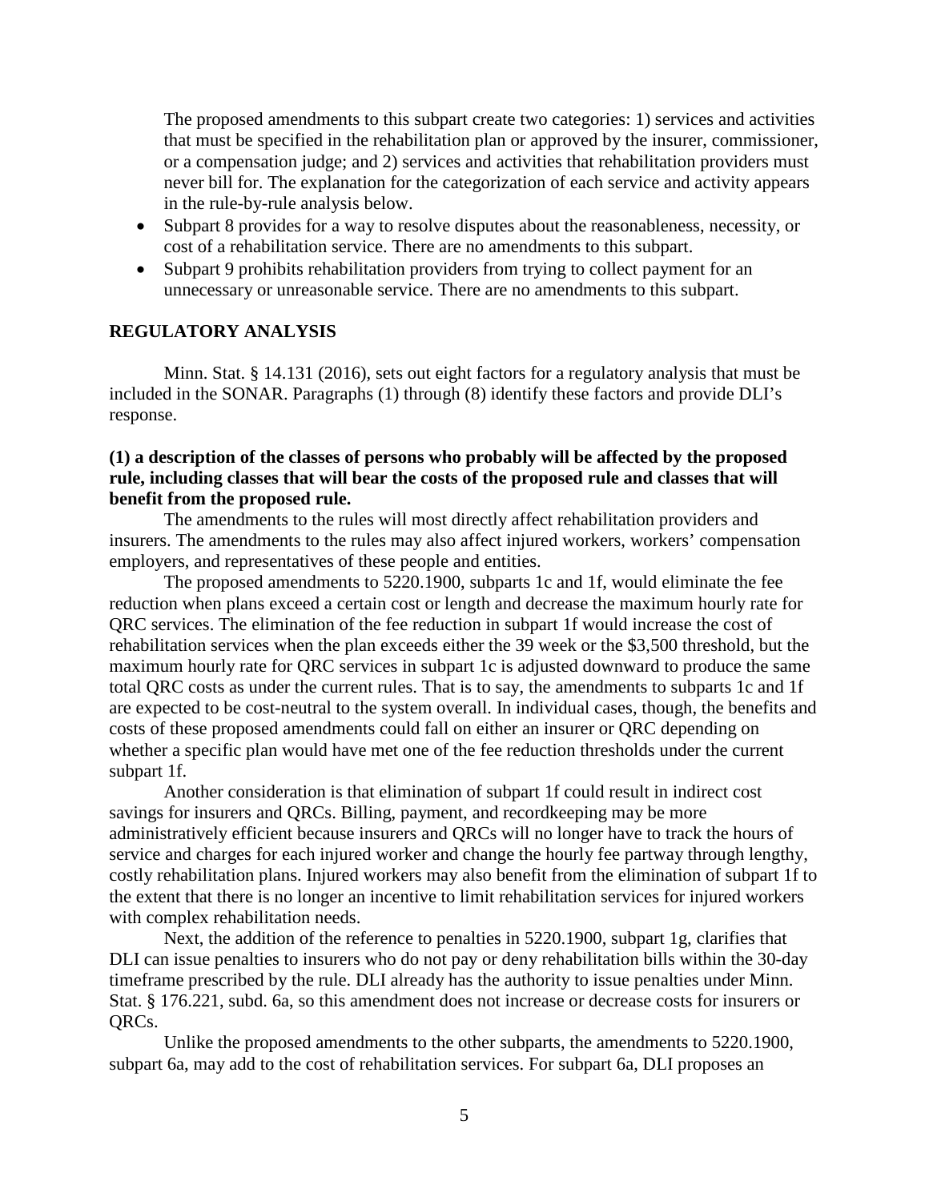The proposed amendments to this subpart create two categories: 1) services and activities that must be specified in the rehabilitation plan or approved by the insurer, commissioner, or a compensation judge; and 2) services and activities that rehabilitation providers must never bill for. The explanation for the categorization of each service and activity appears in the rule-by-rule analysis below.

- Subpart 8 provides for a way to resolve disputes about the reasonableness, necessity, or cost of a rehabilitation service. There are no amendments to this subpart.
- Subpart 9 prohibits rehabilitation providers from trying to collect payment for an unnecessary or unreasonable service. There are no amendments to this subpart.

## REGULATORY ANALYSIS

Minn. Stat. § 14.131 (2016), sets out eight factors for a regulatory analysis that must be included in the SONAR. Paragraphs (1) through (8) identify these factors and provide DLI's response.

**(1) a description of the classes of persons who probably will be affected by the proposed rule, including classes that will bear the costs of the proposed rule and classes that will benefit from the proposed rule.**

The amendments to the rules will most directly affect rehabilitation providers and insurers. The amendments to the rules may also affect injured workers, workers' compensation employers, and representatives of these people and entities.

The proposed amendments to 5220.1900, subparts 1c and 1f, would eliminate the fee reduction when plans exceed a certain cost or length and decrease the maximum hourly rate for QRC services. The elimination of the fee reduction in subpart 1f would increase the cost of rehabilitation services when the plan exceeds either the 39 week or the $3,500 threshold, but the maximum hourly rate for QRC services in subpart 1c is adjusted downward to produce the same total QRC costs as under the current rules. That is to say, the amendments to subparts 1c and 1f are expected to be cost-neutral to the system overall. In individual cases, though, the benefits and costs of these proposed amendments could fall on either an insurer or QRC depending on whether a specific plan would have met one of the fee reduction thresholds under the current subpart 1f.

Another consideration is that elimination of subpart 1f could result in indirect cost savings for insurers and QRCs. Billing, payment, and recordkeeping may be more administratively efficient because insurers and QRCs will no longer have to track the hours of service and charges for each injured worker and change the hourly fee partway through lengthy, costly rehabilitation plans. Injured workers may also benefit from the elimination of subpart 1f to the extent that there is no longer an incentive to limit rehabilitation services for injured workers with complex rehabilitation needs.

Next, the addition of the reference to penalties in 5220.1900, subpart 1g, clarifies that DLI can issue penalties to insurers who do not pay or deny rehabilitation bills within the 30-day timeframe prescribed by the rule. DLI already has the authority to issue penalties under Minn. Stat. § 176.221, subd. 6a, so this amendment does not increase or decrease costs for insurers or QRCs.

Unlike the proposed amendments to the other subparts, the amendments to 5220.1900, subpart 6a, may add to the cost of rehabilitation services. For subpart 6a, DLI proposes an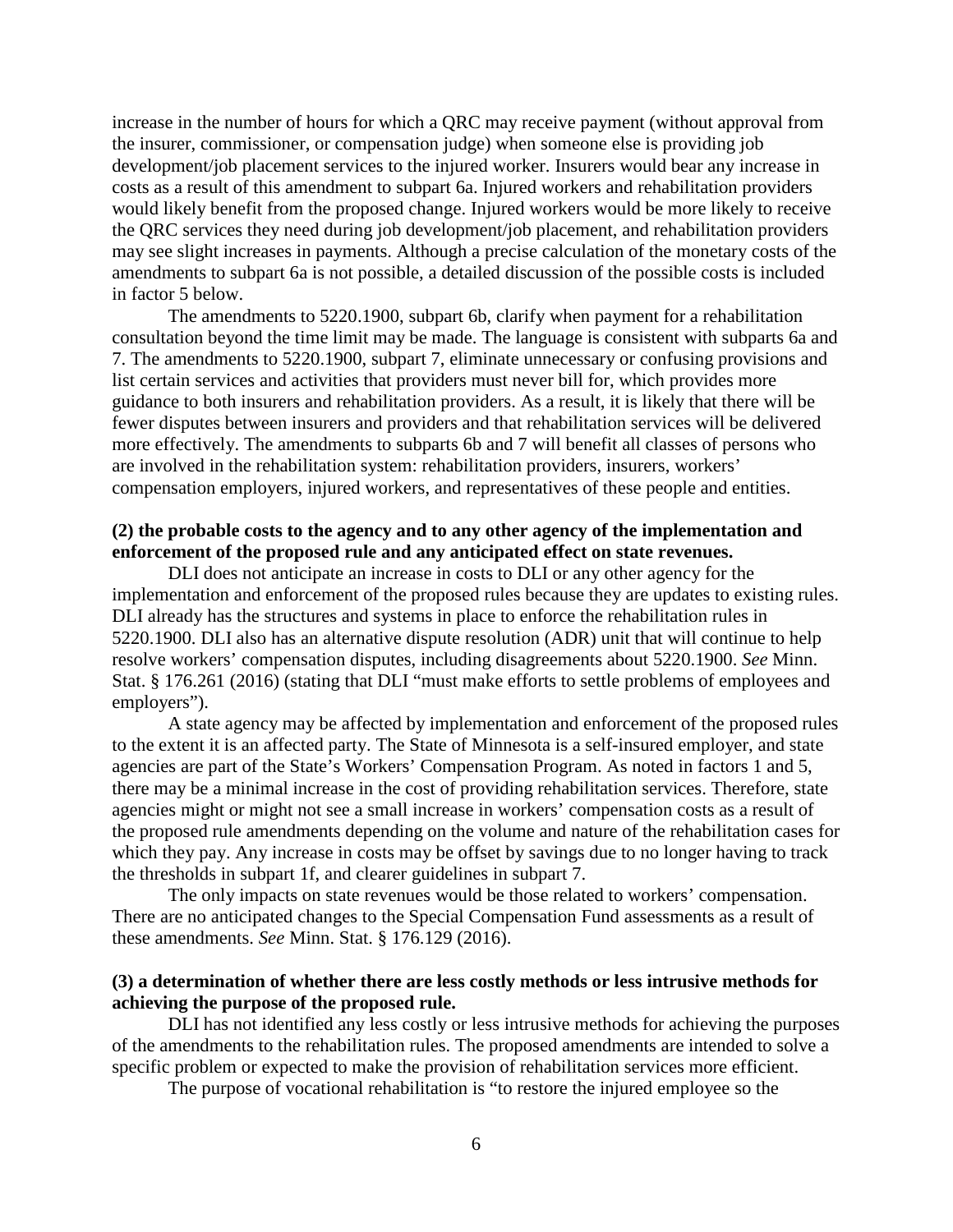increase in the number of hours for which a QRC may receive payment (without approval from the insurer, commissioner, or compensation judge) when someone else is providing job development/job placement services to the injured worker. Insurers would bear any increase in costs as a result of this amendment to subpart 6a. Injured workers and rehabilitation providers would likely benefit from the proposed change. Injured workers would be more likely to receive the QRC services they need during job development/job placement, and rehabilitation providers may see slight increases in payments. Although a precise calculation of the monetary costs of the amendments to subpart 6a is not possible, a detailed discussion of the possible costs is included in factor 5 below.

The amendments to 5220.1900, subpart 6b, clarify when payment for a rehabilitation consultation beyond the time limit may be made. The language is consistent with subparts 6a and 7. The amendments to 5220.1900, subpart 7, eliminate unnecessary or confusing provisions and list certain services and activities that providers must never bill for, which provides more guidance to both insurers and rehabilitation providers. As a result, it is likely that there will be fewer disputes between insurers and providers and that rehabilitation services will be delivered more effectively. The amendments to subparts 6b and 7 will benefit all classes of persons who are involved in the rehabilitation system: rehabilitation providers, insurers, workers' compensation employers, injured workers, and representatives of these people and entities.

**(2) the probable costs to the agency and to any other agency of the implementation and enforcement of the proposed rule and any anticipated effect on state revenues.**

DLI does not anticipate an increase in costs to DLI or any other agency for the implementation and enforcement of the proposed rules because they are updates to existing rules. DLI already has the structures and systems in place to enforce the rehabilitation rules in 5220.1900. DLI also has an alternative dispute resolution (ADR) unit that will continue to help resolve workers' compensation disputes, including disagreements about 5220.1900. *See* Minn. Stat. § 176.261 (2016) (stating that DLI "must make efforts to settle problems of employees and employers").

A state agency may be affected by implementation and enforcement of the proposed rules to the extent it is an affected party. The State of Minnesota is a self-insured employer, and state agencies are part of the State's Workers' Compensation Program. As noted in factors 1 and 5, there may be a minimal increase in the cost of providing rehabilitation services. Therefore, state agencies might or might not see a small increase in workers' compensation costs as a result of the proposed rule amendments depending on the volume and nature of the rehabilitation cases for which they pay. Any increase in costs may be offset by savings due to no longer having to track the thresholds in subpart 1f, and clearer guidelines in subpart 7.

The only impacts on state revenues would be those related to workers' compensation. There are no anticipated changes to the Special Compensation Fund assessments as a result of these amendments. *See* Minn. Stat. § 176.129 (2016).

**(3) a determination of whether there are less costly methods or less intrusive methods for achieving the purpose of the proposed rule.**

DLI has not identified any less costly or less intrusive methods for achieving the purposes of the amendments to the rehabilitation rules. The proposed amendments are intended to solve a specific problem or expected to make the provision of rehabilitation services more efficient.

The purpose of vocational rehabilitation is "to restore the injured employee so the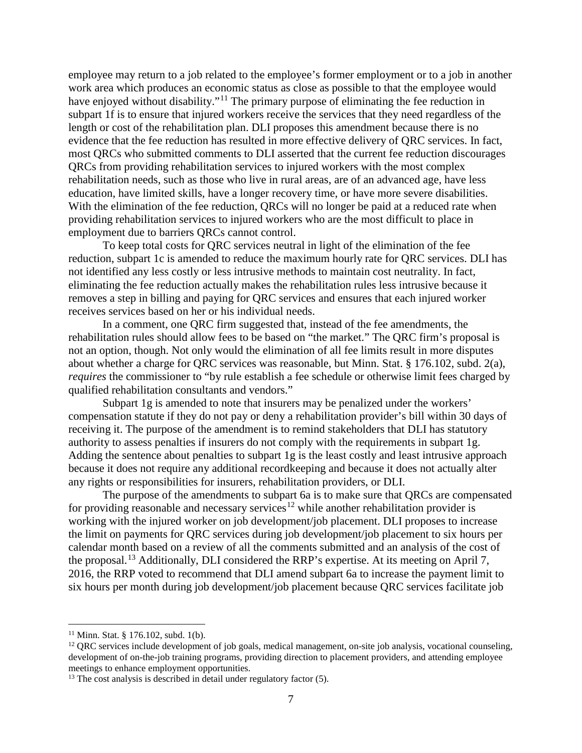employee may return to a job related to the employee's former employment or to a job in another work area which produces an economic status as close as possible to that the employee would have enjoyed without disability."[11] The primary purpose of eliminating the fee reduction in subpart 1f is to ensure that injured workers receive the services that they need regardless of the length or cost of the rehabilitation plan. DLI proposes this amendment because there is no evidence that the fee reduction has resulted in more effective delivery of QRC services. In fact, most QRCs who submitted comments to DLI asserted that the current fee reduction discourages QRCs from providing rehabilitation services to injured workers with the most complex rehabilitation needs, such as those who live in rural areas, are of an advanced age, have less education, have limited skills, have a longer recovery time, or have more severe disabilities. With the elimination of the fee reduction, QRCs will no longer be paid at a reduced rate when providing rehabilitation services to injured workers who are the most difficult to place in employment due to barriers QRCs cannot control.

To keep total costs for QRC services neutral in light of the elimination of the fee reduction, subpart 1c is amended to reduce the maximum hourly rate for QRC services. DLI has not identified any less costly or less intrusive methods to maintain cost neutrality. In fact, eliminating the fee reduction actually makes the rehabilitation rules less intrusive because it removes a step in billing and paying for QRC services and ensures that each injured worker receives services based on her or his individual needs.

In a comment, one QRC firm suggested that, instead of the fee amendments, the rehabilitation rules should allow fees to be based on "the market." The QRC firm's proposal is not an option, though. Not only would the elimination of all fee limits result in more disputes about whether a charge for QRC services was reasonable, but Minn. Stat. § 176.102, subd. 2(a), *requires* the commissioner to "by rule establish a fee schedule or otherwise limit fees charged by qualified rehabilitation consultants and vendors."

Subpart 1g is amended to note that insurers may be penalized under the workers' compensation statute if they do not pay or deny a rehabilitation provider's bill within 30 days of receiving it. The purpose of the amendment is to remind stakeholders that DLI has statutory authority to assess penalties if insurers do not comply with the requirements in subpart 1g. Adding the sentence about penalties to subpart 1g is the least costly and least intrusive approach because it does not require any additional recordkeeping and because it does not actually alter any rights or responsibilities for insurers, rehabilitation providers, or DLI.

The purpose of the amendments to subpart 6a is to make sure that QRCs are compensated for providing reasonable and necessary services[12] while another rehabilitation provider is working with the injured worker on job development/job placement. DLI proposes to increase the limit on payments for QRC services during job development/job placement to six hours per calendar month based on a review of all the comments submitted and an analysis of the cost of the proposal.[13] Additionally, DLI considered the RRP's expertise. At its meeting on April 7, 2016, the RRP voted to recommend that DLI amend subpart 6a to increase the payment limit to six hours per month during job development/job placement because QRC services facilitate job

---

[11] Minn. Stat. § 176.102, subd. 1(b).

[12] QRC services include development of job goals, medical management, on-site job analysis, vocational counseling, development of on-the-job training programs, providing direction to placement providers, and attending employee meetings to enhance employment opportunities.

[13] The cost analysis is described in detail under regulatory factor (5).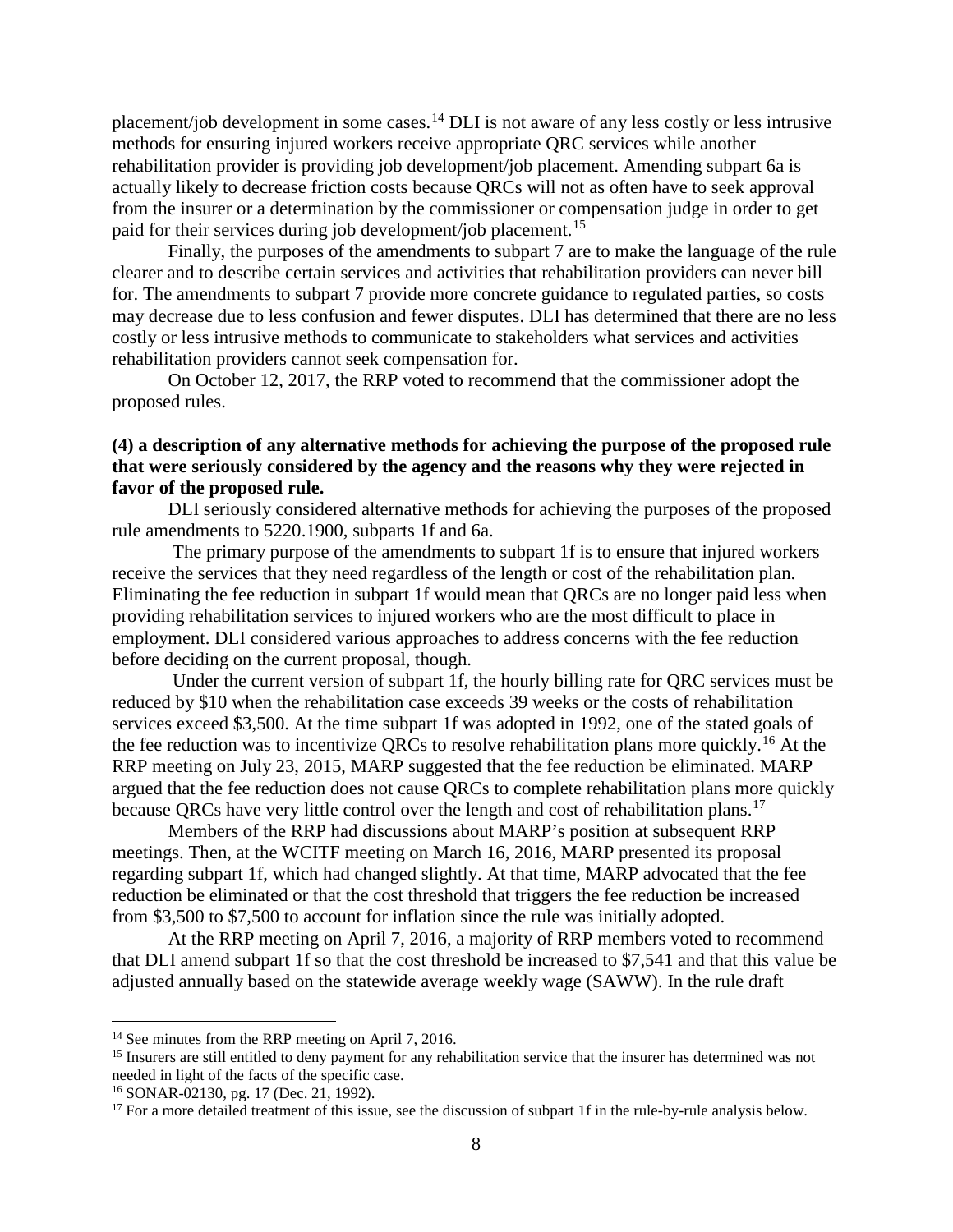placement/job development in some cases.[14] DLI is not aware of any less costly or less intrusive methods for ensuring injured workers receive appropriate QRC services while another rehabilitation provider is providing job development/job placement. Amending subpart 6a is actually likely to decrease friction costs because QRCs will not as often have to seek approval from the insurer or a determination by the commissioner or compensation judge in order to get paid for their services during job development/job placement.[15]

Finally, the purposes of the amendments to subpart 7 are to make the language of the rule clearer and to describe certain services and activities that rehabilitation providers can never bill for. The amendments to subpart 7 provide more concrete guidance to regulated parties, so costs may decrease due to less confusion and fewer disputes. DLI has determined that there are no less costly or less intrusive methods to communicate to stakeholders what services and activities rehabilitation providers cannot seek compensation for.

On October 12, 2017, the RRP voted to recommend that the commissioner adopt the proposed rules.

**(4) a description of any alternative methods for achieving the purpose of the proposed rule that were seriously considered by the agency and the reasons why they were rejected in favor of the proposed rule.**

DLI seriously considered alternative methods for achieving the purposes of the proposed rule amendments to 5220.1900, subparts 1f and 6a.

The primary purpose of the amendments to subpart 1f is to ensure that injured workers receive the services that they need regardless of the length or cost of the rehabilitation plan. Eliminating the fee reduction in subpart 1f would mean that QRCs are no longer paid less when providing rehabilitation services to injured workers who are the most difficult to place in employment. DLI considered various approaches to address concerns with the fee reduction before deciding on the current proposal, though.

Under the current version of subpart 1f, the hourly billing rate for QRC services must be reduced by $10 when the rehabilitation case exceeds 39 weeks or the costs of rehabilitation services exceed $3,500. At the time subpart 1f was adopted in 1992, one of the stated goals of the fee reduction was to incentivize QRCs to resolve rehabilitation plans more quickly.[16] At the RRP meeting on July 23, 2015, MARP suggested that the fee reduction be eliminated. MARP argued that the fee reduction does not cause QRCs to complete rehabilitation plans more quickly because QRCs have very little control over the length and cost of rehabilitation plans.[17]

Members of the RRP had discussions about MARP's position at subsequent RRP meetings. Then, at the WCITF meeting on March 16, 2016, MARP presented its proposal regarding subpart 1f, which had changed slightly. At that time, MARP advocated that the fee reduction be eliminated or that the cost threshold that triggers the fee reduction be increased from $3,500 to $7,500 to account for inflation since the rule was initially adopted.

At the RRP meeting on April 7, 2016, a majority of RRP members voted to recommend that DLI amend subpart 1f so that the cost threshold be increased to $7,541 and that this value be adjusted annually based on the statewide average weekly wage (SAWW). In the rule draft

---

[14] See minutes from the RRP meeting on April 7, 2016.

[15] Insurers are still entitled to deny payment for any rehabilitation service that the insurer has determined was not needed in light of the facts of the specific case.

[16] SONAR-02130, pg. 17 (Dec. 21, 1992).

[17] For a more detailed treatment of this issue, see the discussion of subpart 1f in the rule-by-rule analysis below.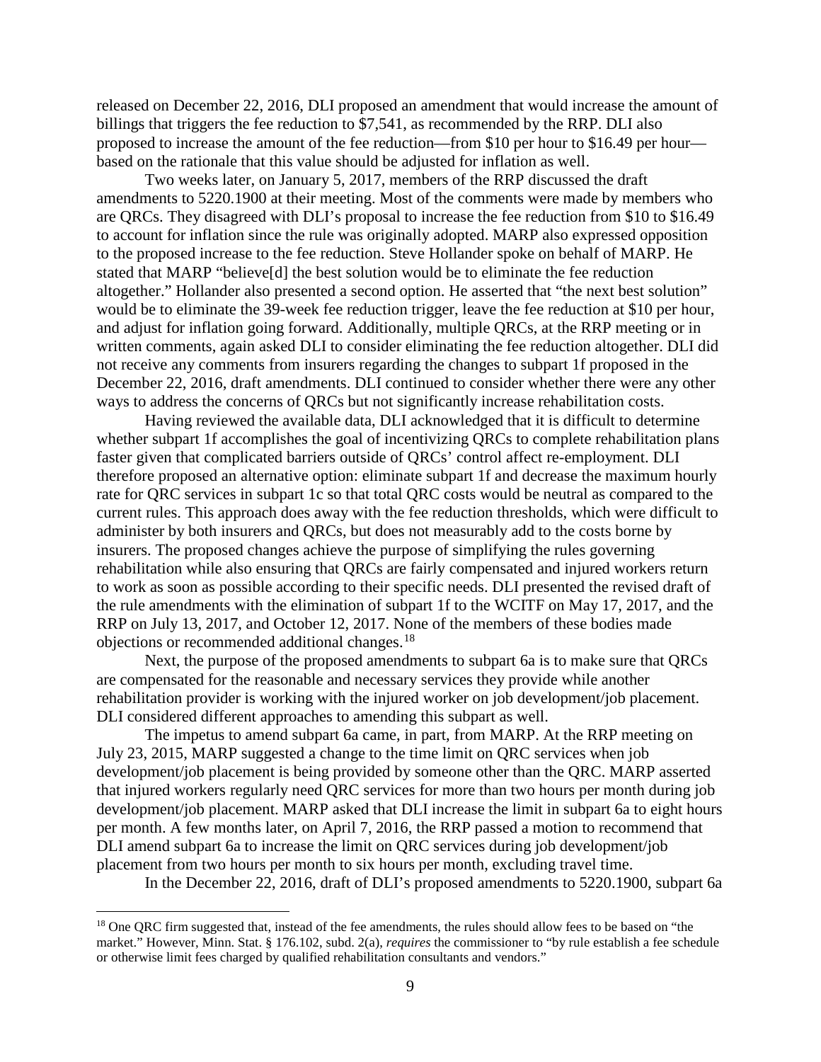released on December 22, 2016, DLI proposed an amendment that would increase the amount of billings that triggers the fee reduction to $7,541, as recommended by the RRP. DLI also proposed to increase the amount of the fee reduction—from $10 per hour to $16.49 per hour—based on the rationale that this value should be adjusted for inflation as well.

Two weeks later, on January 5, 2017, members of the RRP discussed the draft amendments to 5220.1900 at their meeting. Most of the comments were made by members who are QRCs. They disagreed with DLI's proposal to increase the fee reduction from $10 to $16.49 to account for inflation since the rule was originally adopted. MARP also expressed opposition to the proposed increase to the fee reduction. Steve Hollander spoke on behalf of MARP. He stated that MARP "believe[d] the best solution would be to eliminate the fee reduction altogether." Hollander also presented a second option. He asserted that "the next best solution" would be to eliminate the 39-week fee reduction trigger, leave the fee reduction at $10 per hour, and adjust for inflation going forward. Additionally, multiple QRCs, at the RRP meeting or in written comments, again asked DLI to consider eliminating the fee reduction altogether. DLI did not receive any comments from insurers regarding the changes to subpart 1f proposed in the December 22, 2016, draft amendments. DLI continued to consider whether there were any other ways to address the concerns of QRCs but not significantly increase rehabilitation costs.

Having reviewed the available data, DLI acknowledged that it is difficult to determine whether subpart 1f accomplishes the goal of incentivizing QRCs to complete rehabilitation plans faster given that complicated barriers outside of QRCs' control affect re-employment. DLI therefore proposed an alternative option: eliminate subpart 1f and decrease the maximum hourly rate for QRC services in subpart 1c so that total QRC costs would be neutral as compared to the current rules. This approach does away with the fee reduction thresholds, which were difficult to administer by both insurers and QRCs, but does not measurably add to the costs borne by insurers. The proposed changes achieve the purpose of simplifying the rules governing rehabilitation while also ensuring that QRCs are fairly compensated and injured workers return to work as soon as possible according to their specific needs. DLI presented the revised draft of the rule amendments with the elimination of subpart 1f to the WCITF on May 17, 2017, and the RRP on July 13, 2017, and October 12, 2017. None of the members of these bodies made objections or recommended additional changes.[18]

Next, the purpose of the proposed amendments to subpart 6a is to make sure that QRCs are compensated for the reasonable and necessary services they provide while another rehabilitation provider is working with the injured worker on job development/job placement. DLI considered different approaches to amending this subpart as well.

The impetus to amend subpart 6a came, in part, from MARP. At the RRP meeting on July 23, 2015, MARP suggested a change to the time limit on QRC services when job development/job placement is being provided by someone other than the QRC. MARP asserted that injured workers regularly need QRC services for more than two hours per month during job development/job placement. MARP asked that DLI increase the limit in subpart 6a to eight hours per month. A few months later, on April 7, 2016, the RRP passed a motion to recommend that DLI amend subpart 6a to increase the limit on QRC services during job development/job placement from two hours per month to six hours per month, excluding travel time.

In the December 22, 2016, draft of DLI's proposed amendments to 5220.1900, subpart 6a

[18] One QRC firm suggested that, instead of the fee amendments, the rules should allow fees to be based on "the market." However, Minn. Stat. § 176.102, subd. 2(a), *requires* the commissioner to "by rule establish a fee schedule or otherwise limit fees charged by qualified rehabilitation consultants and vendors."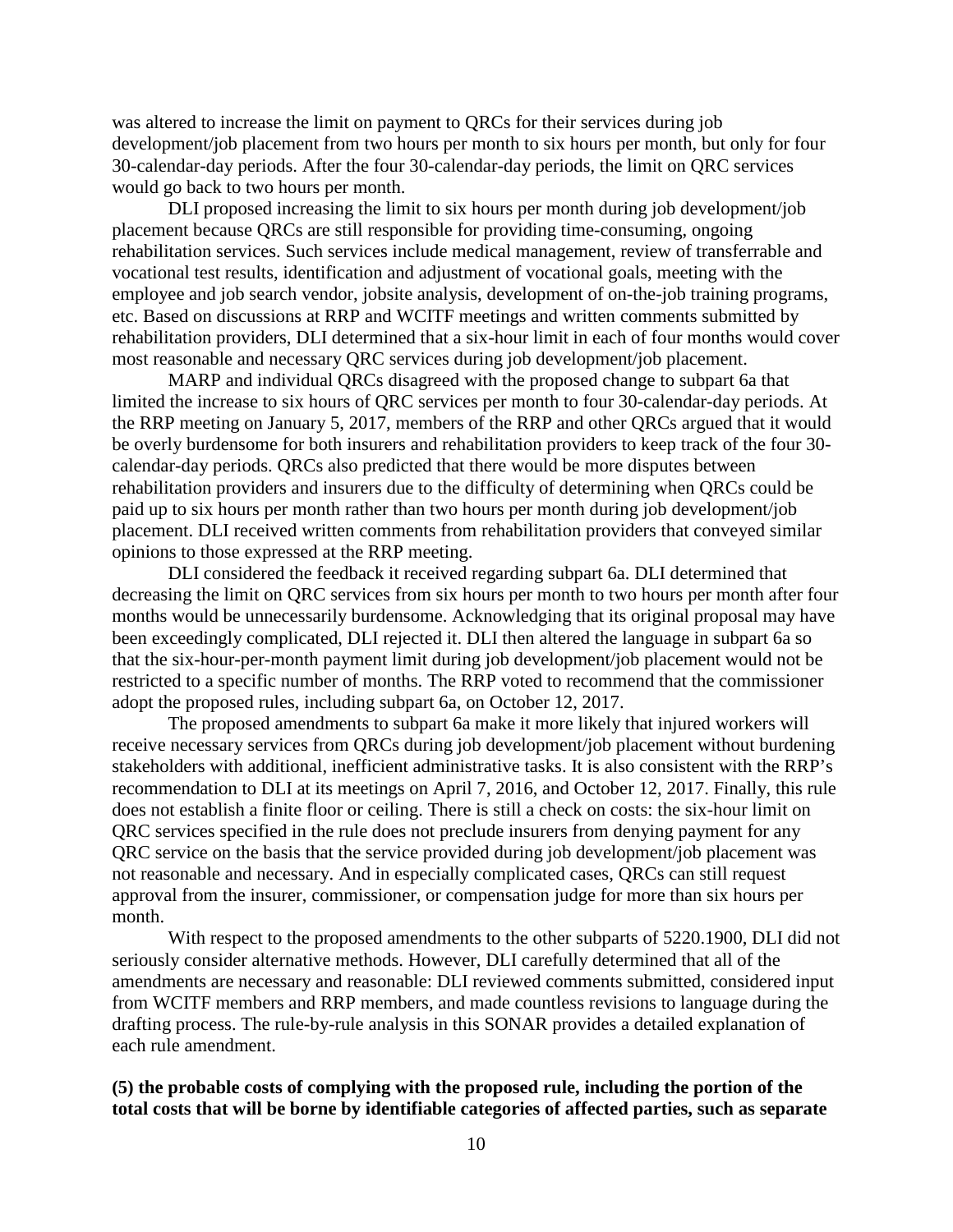was altered to increase the limit on payment to QRCs for their services during job development/job placement from two hours per month to six hours per month, but only for four 30-calendar-day periods. After the four 30-calendar-day periods, the limit on QRC services would go back to two hours per month.

DLI proposed increasing the limit to six hours per month during job development/job placement because QRCs are still responsible for providing time-consuming, ongoing rehabilitation services. Such services include medical management, review of transferrable and vocational test results, identification and adjustment of vocational goals, meeting with the employee and job search vendor, jobsite analysis, development of on-the-job training programs, etc. Based on discussions at RRP and WCITF meetings and written comments submitted by rehabilitation providers, DLI determined that a six-hour limit in each of four months would cover most reasonable and necessary QRC services during job development/job placement.

MARP and individual QRCs disagreed with the proposed change to subpart 6a that limited the increase to six hours of QRC services per month to four 30-calendar-day periods. At the RRP meeting on January 5, 2017, members of the RRP and other QRCs argued that it would be overly burdensome for both insurers and rehabilitation providers to keep track of the four 30-calendar-day periods. QRCs also predicted that there would be more disputes between rehabilitation providers and insurers due to the difficulty of determining when QRCs could be paid up to six hours per month rather than two hours per month during job development/job placement. DLI received written comments from rehabilitation providers that conveyed similar opinions to those expressed at the RRP meeting.

DLI considered the feedback it received regarding subpart 6a. DLI determined that decreasing the limit on QRC services from six hours per month to two hours per month after four months would be unnecessarily burdensome. Acknowledging that its original proposal may have been exceedingly complicated, DLI rejected it. DLI then altered the language in subpart 6a so that the six-hour-per-month payment limit during job development/job placement would not be restricted to a specific number of months. The RRP voted to recommend that the commissioner adopt the proposed rules, including subpart 6a, on October 12, 2017.

The proposed amendments to subpart 6a make it more likely that injured workers will receive necessary services from QRCs during job development/job placement without burdening stakeholders with additional, inefficient administrative tasks. It is also consistent with the RRP's recommendation to DLI at its meetings on April 7, 2016, and October 12, 2017. Finally, this rule does not establish a finite floor or ceiling. There is still a check on costs: the six-hour limit on QRC services specified in the rule does not preclude insurers from denying payment for any QRC service on the basis that the service provided during job development/job placement was not reasonable and necessary. And in especially complicated cases, QRCs can still request approval from the insurer, commissioner, or compensation judge for more than six hours per month.

With respect to the proposed amendments to the other subparts of 5220.1900, DLI did not seriously consider alternative methods. However, DLI carefully determined that all of the amendments are necessary and reasonable: DLI reviewed comments submitted, considered input from WCITF members and RRP members, and made countless revisions to language during the drafting process. The rule-by-rule analysis in this SONAR provides a detailed explanation of each rule amendment.

**(5) the probable costs of complying with the proposed rule, including the portion of the total costs that will be borne by identifiable categories of affected parties, such as separate**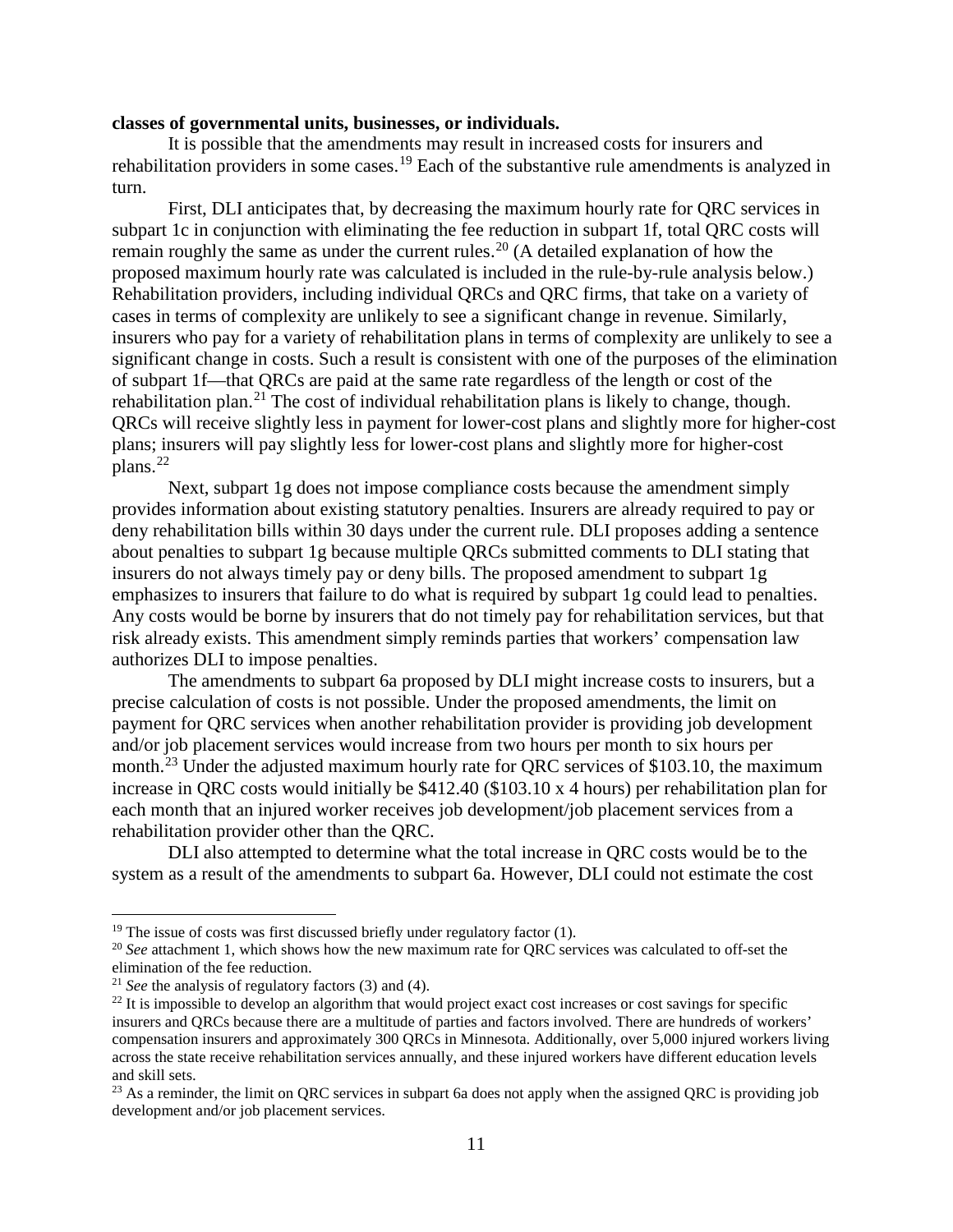**classes of governmental units, businesses, or individuals.**

It is possible that the amendments may result in increased costs for insurers and rehabilitation providers in some cases.[19] Each of the substantive rule amendments is analyzed in turn.

First, DLI anticipates that, by decreasing the maximum hourly rate for QRC services in subpart 1c in conjunction with eliminating the fee reduction in subpart 1f, total QRC costs will remain roughly the same as under the current rules.[20] (A detailed explanation of how the proposed maximum hourly rate was calculated is included in the rule-by-rule analysis below.) Rehabilitation providers, including individual QRCs and QRC firms, that take on a variety of cases in terms of complexity are unlikely to see a significant change in revenue. Similarly, insurers who pay for a variety of rehabilitation plans in terms of complexity are unlikely to see a significant change in costs. Such a result is consistent with one of the purposes of the elimination of subpart 1f—that QRCs are paid at the same rate regardless of the length or cost of the rehabilitation plan.[21] The cost of individual rehabilitation plans is likely to change, though. QRCs will receive slightly less in payment for lower-cost plans and slightly more for higher-cost plans; insurers will pay slightly less for lower-cost plans and slightly more for higher-cost plans.[22]

Next, subpart 1g does not impose compliance costs because the amendment simply provides information about existing statutory penalties. Insurers are already required to pay or deny rehabilitation bills within 30 days under the current rule. DLI proposes adding a sentence about penalties to subpart 1g because multiple QRCs submitted comments to DLI stating that insurers do not always timely pay or deny bills. The proposed amendment to subpart 1g emphasizes to insurers that failure to do what is required by subpart 1g could lead to penalties. Any costs would be borne by insurers that do not timely pay for rehabilitation services, but that risk already exists. This amendment simply reminds parties that workers' compensation law authorizes DLI to impose penalties.

The amendments to subpart 6a proposed by DLI might increase costs to insurers, but a precise calculation of costs is not possible. Under the proposed amendments, the limit on payment for QRC services when another rehabilitation provider is providing job development and/or job placement services would increase from two hours per month to six hours per month.[23] Under the adjusted maximum hourly rate for QRC services of \$103.10, the maximum increase in QRC costs would initially be \$412.40 (\$103.10 x 4 hours) per rehabilitation plan for each month that an injured worker receives job development/job placement services from a rehabilitation provider other than the QRC.

DLI also attempted to determine what the total increase in QRC costs would be to the system as a result of the amendments to subpart 6a. However, DLI could not estimate the cost

---

[19] The issue of costs was first discussed briefly under regulatory factor (1).

[20] *See* attachment 1, which shows how the new maximum rate for QRC services was calculated to off-set the elimination of the fee reduction.

[21] *See* the analysis of regulatory factors (3) and (4).

[22] It is impossible to develop an algorithm that would project exact cost increases or cost savings for specific insurers and QRCs because there are a multitude of parties and factors involved. There are hundreds of workers' compensation insurers and approximately 300 QRCs in Minnesota. Additionally, over 5,000 injured workers living across the state receive rehabilitation services annually, and these injured workers have different education levels and skill sets.

[23] As a reminder, the limit on QRC services in subpart 6a does not apply when the assigned QRC is providing job development and/or job placement services.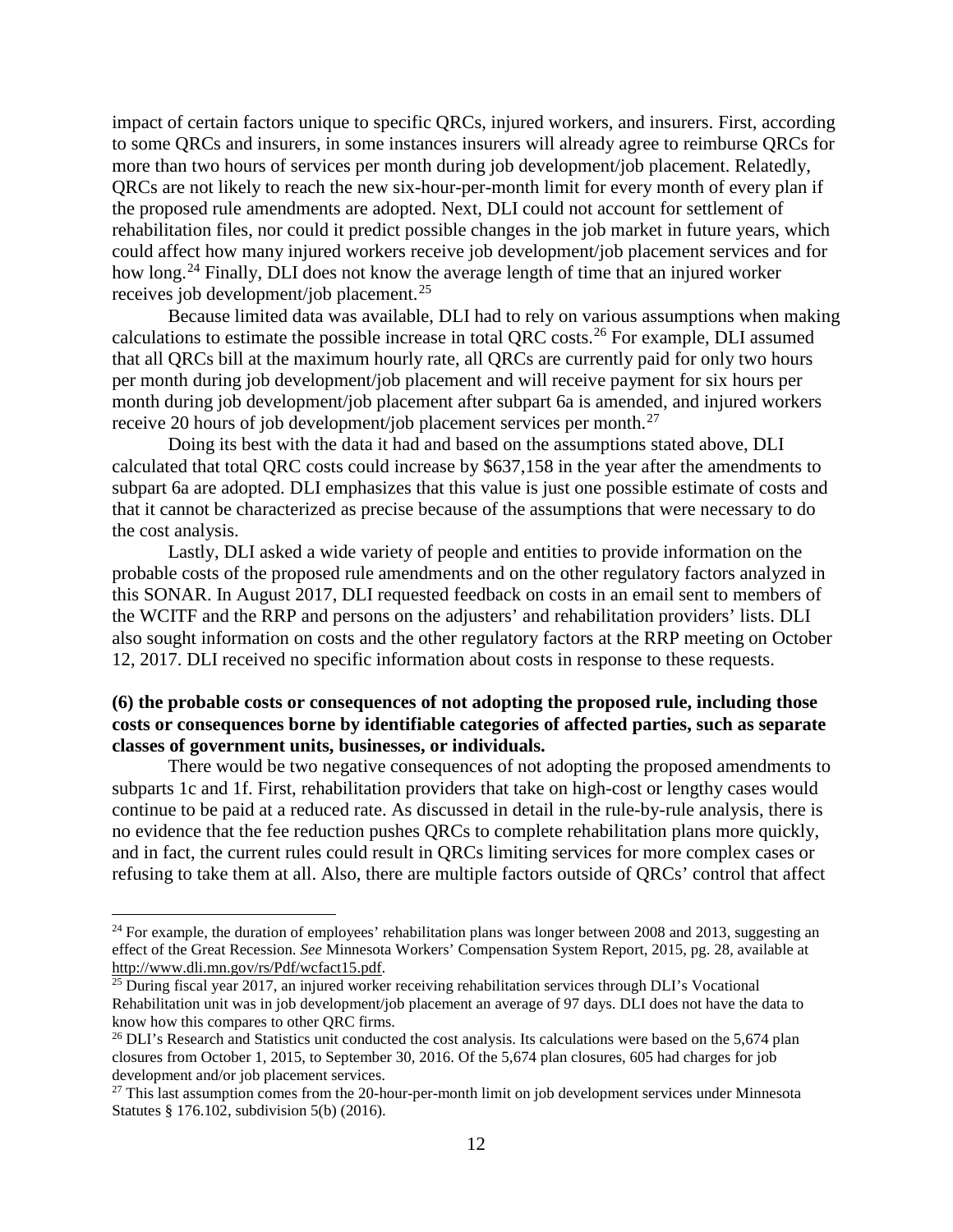impact of certain factors unique to specific QRCs, injured workers, and insurers. First, according to some QRCs and insurers, in some instances insurers will already agree to reimburse QRCs for more than two hours of services per month during job development/job placement. Relatedly, QRCs are not likely to reach the new six-hour-per-month limit for every month of every plan if the proposed rule amendments are adopted. Next, DLI could not account for settlement of rehabilitation files, nor could it predict possible changes in the job market in future years, which could affect how many injured workers receive job development/job placement services and for how long.[24] Finally, DLI does not know the average length of time that an injured worker receives job development/job placement.[25]

Because limited data was available, DLI had to rely on various assumptions when making calculations to estimate the possible increase in total QRC costs.[26] For example, DLI assumed that all QRCs bill at the maximum hourly rate, all QRCs are currently paid for only two hours per month during job development/job placement and will receive payment for six hours per month during job development/job placement after subpart 6a is amended, and injured workers receive 20 hours of job development/job placement services per month.[27]

Doing its best with the data it had and based on the assumptions stated above, DLI calculated that total QRC costs could increase by $637,158 in the year after the amendments to subpart 6a are adopted. DLI emphasizes that this value is just one possible estimate of costs and that it cannot be characterized as precise because of the assumptions that were necessary to do the cost analysis.

Lastly, DLI asked a wide variety of people and entities to provide information on the probable costs of the proposed rule amendments and on the other regulatory factors analyzed in this SONAR. In August 2017, DLI requested feedback on costs in an email sent to members of the WCITF and the RRP and persons on the adjusters' and rehabilitation providers' lists. DLI also sought information on costs and the other regulatory factors at the RRP meeting on October 12, 2017. DLI received no specific information about costs in response to these requests.

**(6) the probable costs or consequences of not adopting the proposed rule, including those costs or consequences borne by identifiable categories of affected parties, such as separate classes of government units, businesses, or individuals.**

There would be two negative consequences of not adopting the proposed amendments to subparts 1c and 1f. First, rehabilitation providers that take on high-cost or lengthy cases would continue to be paid at a reduced rate. As discussed in detail in the rule-by-rule analysis, there is no evidence that the fee reduction pushes QRCs to complete rehabilitation plans more quickly, and in fact, the current rules could result in QRCs limiting services for more complex cases or refusing to take them at all. Also, there are multiple factors outside of QRCs' control that affect

---

[24] For example, the duration of employees' rehabilitation plans was longer between 2008 and 2013, suggesting an effect of the Great Recession. *See* Minnesota Workers' Compensation System Report, 2015, pg. 28, available at http://www.dli.mn.gov/rs/Pdf/wcfact15.pdf.

[25] During fiscal year 2017, an injured worker receiving rehabilitation services through DLI's Vocational Rehabilitation unit was in job development/job placement an average of 97 days. DLI does not have the data to know how this compares to other QRC firms.

[26] DLI's Research and Statistics unit conducted the cost analysis. Its calculations were based on the 5,674 plan closures from October 1, 2015, to September 30, 2016. Of the 5,674 plan closures, 605 had charges for job development and/or job placement services.

[27] This last assumption comes from the 20-hour-per-month limit on job development services under Minnesota Statutes § 176.102, subdivision 5(b) (2016).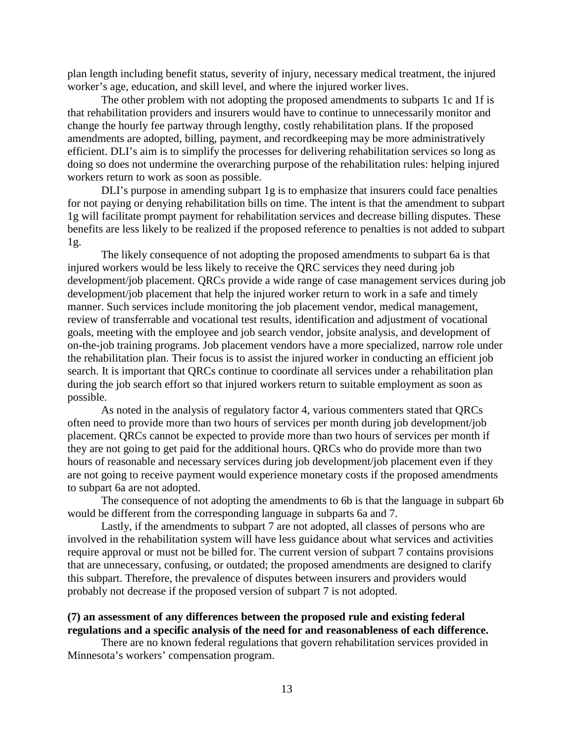plan length including benefit status, severity of injury, necessary medical treatment, the injured worker's age, education, and skill level, and where the injured worker lives.

The other problem with not adopting the proposed amendments to subparts 1c and 1f is that rehabilitation providers and insurers would have to continue to unnecessarily monitor and change the hourly fee partway through lengthy, costly rehabilitation plans. If the proposed amendments are adopted, billing, payment, and recordkeeping may be more administratively efficient. DLI's aim is to simplify the processes for delivering rehabilitation services so long as doing so does not undermine the overarching purpose of the rehabilitation rules: helping injured workers return to work as soon as possible.

DLI's purpose in amending subpart 1g is to emphasize that insurers could face penalties for not paying or denying rehabilitation bills on time. The intent is that the amendment to subpart 1g will facilitate prompt payment for rehabilitation services and decrease billing disputes. These benefits are less likely to be realized if the proposed reference to penalties is not added to subpart 1g.

The likely consequence of not adopting the proposed amendments to subpart 6a is that injured workers would be less likely to receive the QRC services they need during job development/job placement. QRCs provide a wide range of case management services during job development/job placement that help the injured worker return to work in a safe and timely manner. Such services include monitoring the job placement vendor, medical management, review of transferrable and vocational test results, identification and adjustment of vocational goals, meeting with the employee and job search vendor, jobsite analysis, and development of on-the-job training programs. Job placement vendors have a more specialized, narrow role under the rehabilitation plan. Their focus is to assist the injured worker in conducting an efficient job search. It is important that QRCs continue to coordinate all services under a rehabilitation plan during the job search effort so that injured workers return to suitable employment as soon as possible.

As noted in the analysis of regulatory factor 4, various commenters stated that QRCs often need to provide more than two hours of services per month during job development/job placement. QRCs cannot be expected to provide more than two hours of services per month if they are not going to get paid for the additional hours. QRCs who do provide more than two hours of reasonable and necessary services during job development/job placement even if they are not going to receive payment would experience monetary costs if the proposed amendments to subpart 6a are not adopted.

The consequence of not adopting the amendments to 6b is that the language in subpart 6b would be different from the corresponding language in subparts 6a and 7.

Lastly, if the amendments to subpart 7 are not adopted, all classes of persons who are involved in the rehabilitation system will have less guidance about what services and activities require approval or must not be billed for. The current version of subpart 7 contains provisions that are unnecessary, confusing, or outdated; the proposed amendments are designed to clarify this subpart. Therefore, the prevalence of disputes between insurers and providers would probably not decrease if the proposed version of subpart 7 is not adopted.

**(7) an assessment of any differences between the proposed rule and existing federal regulations and a specific analysis of the need for and reasonableness of each difference.**

There are no known federal regulations that govern rehabilitation services provided in Minnesota's workers' compensation program.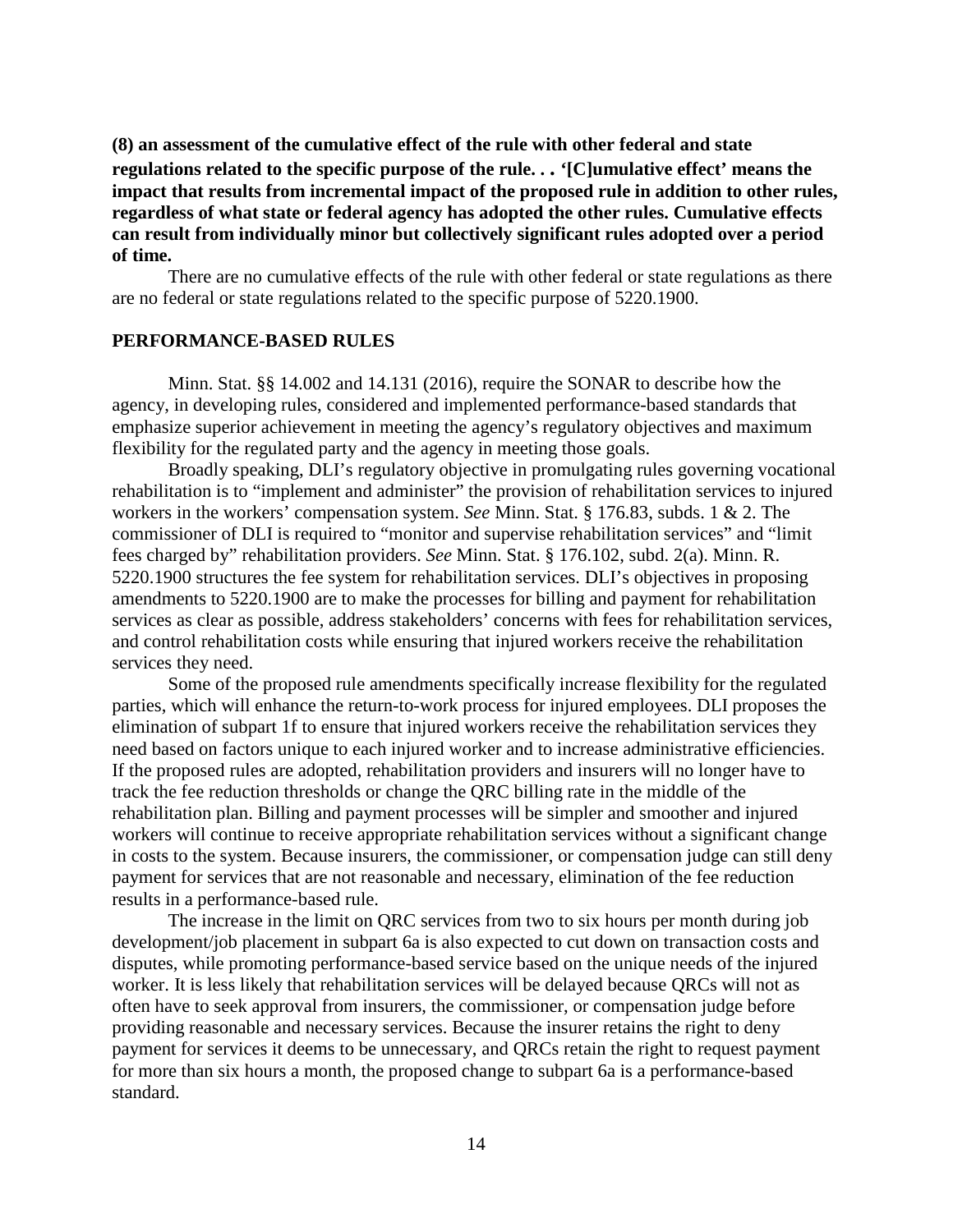**(8) an assessment of the cumulative effect of the rule with other federal and state regulations related to the specific purpose of the rule. . . '[C]umulative effect' means the impact that results from incremental impact of the proposed rule in addition to other rules, regardless of what state or federal agency has adopted the other rules. Cumulative effects can result from individually minor but collectively significant rules adopted over a period of time.**

There are no cumulative effects of the rule with other federal or state regulations as there are no federal or state regulations related to the specific purpose of 5220.1900.

## PERFORMANCE-BASED RULES

Minn. Stat. §§ 14.002 and 14.131 (2016), require the SONAR to describe how the agency, in developing rules, considered and implemented performance-based standards that emphasize superior achievement in meeting the agency's regulatory objectives and maximum flexibility for the regulated party and the agency in meeting those goals.

Broadly speaking, DLI's regulatory objective in promulgating rules governing vocational rehabilitation is to "implement and administer" the provision of rehabilitation services to injured workers in the workers' compensation system. *See* Minn. Stat. § 176.83, subds. 1 & 2. The commissioner of DLI is required to "monitor and supervise rehabilitation services" and "limit fees charged by" rehabilitation providers. *See* Minn. Stat. § 176.102, subd. 2(a). Minn. R. 5220.1900 structures the fee system for rehabilitation services. DLI's objectives in proposing amendments to 5220.1900 are to make the processes for billing and payment for rehabilitation services as clear as possible, address stakeholders' concerns with fees for rehabilitation services, and control rehabilitation costs while ensuring that injured workers receive the rehabilitation services they need.

Some of the proposed rule amendments specifically increase flexibility for the regulated parties, which will enhance the return-to-work process for injured employees. DLI proposes the elimination of subpart 1f to ensure that injured workers receive the rehabilitation services they need based on factors unique to each injured worker and to increase administrative efficiencies. If the proposed rules are adopted, rehabilitation providers and insurers will no longer have to track the fee reduction thresholds or change the QRC billing rate in the middle of the rehabilitation plan. Billing and payment processes will be simpler and smoother and injured workers will continue to receive appropriate rehabilitation services without a significant change in costs to the system. Because insurers, the commissioner, or compensation judge can still deny payment for services that are not reasonable and necessary, elimination of the fee reduction results in a performance-based rule.

The increase in the limit on QRC services from two to six hours per month during job development/job placement in subpart 6a is also expected to cut down on transaction costs and disputes, while promoting performance-based service based on the unique needs of the injured worker. It is less likely that rehabilitation services will be delayed because QRCs will not as often have to seek approval from insurers, the commissioner, or compensation judge before providing reasonable and necessary services. Because the insurer retains the right to deny payment for services it deems to be unnecessary, and QRCs retain the right to request payment for more than six hours a month, the proposed change to subpart 6a is a performance-based standard.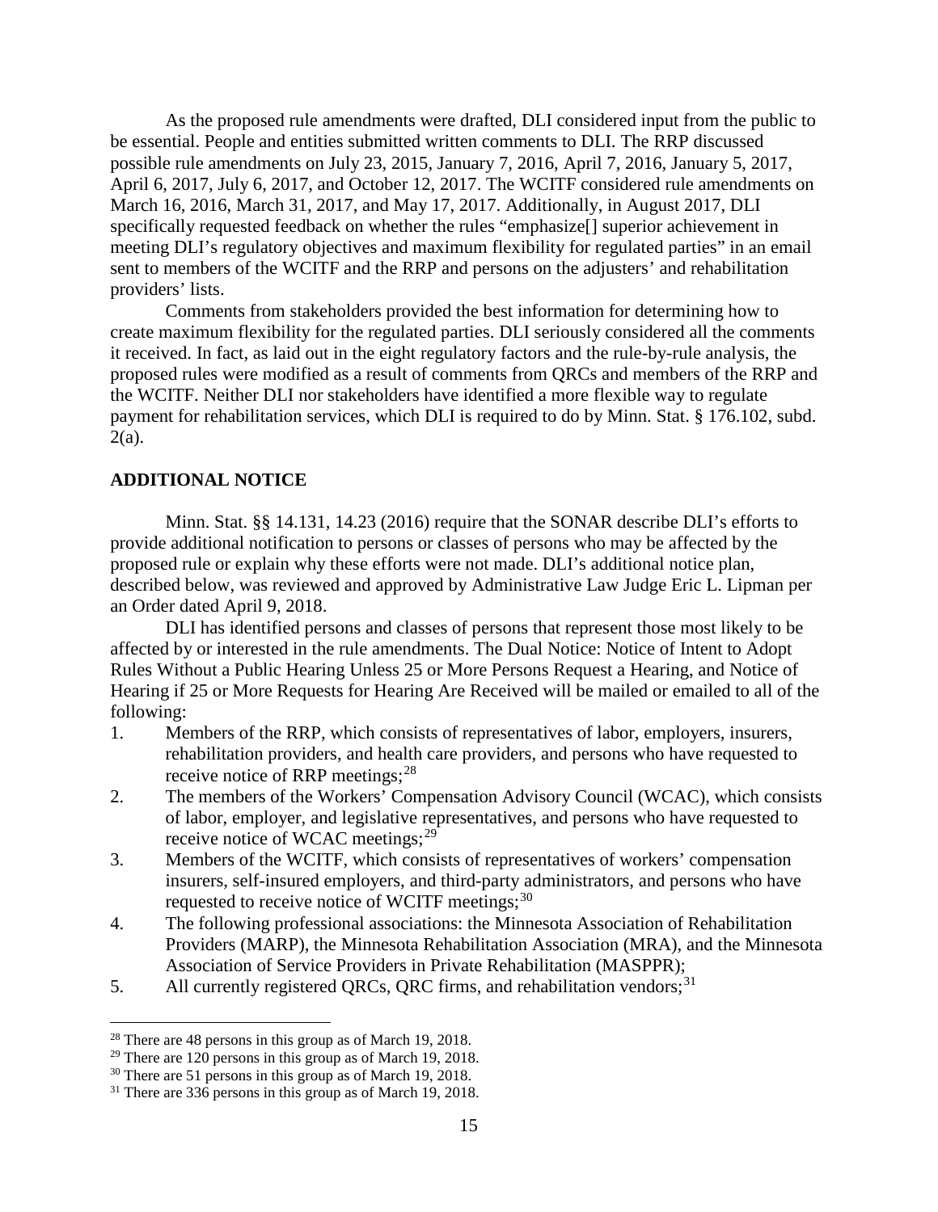As the proposed rule amendments were drafted, DLI considered input from the public to be essential. People and entities submitted written comments to DLI. The RRP discussed possible rule amendments on July 23, 2015, January 7, 2016, April 7, 2016, January 5, 2017, April 6, 2017, July 6, 2017, and October 12, 2017. The WCITF considered rule amendments on March 16, 2016, March 31, 2017, and May 17, 2017. Additionally, in August 2017, DLI specifically requested feedback on whether the rules "emphasize[] superior achievement in meeting DLI's regulatory objectives and maximum flexibility for regulated parties" in an email sent to members of the WCITF and the RRP and persons on the adjusters' and rehabilitation providers' lists.

Comments from stakeholders provided the best information for determining how to create maximum flexibility for the regulated parties. DLI seriously considered all the comments it received. In fact, as laid out in the eight regulatory factors and the rule-by-rule analysis, the proposed rules were modified as a result of comments from QRCs and members of the RRP and the WCITF. Neither DLI nor stakeholders have identified a more flexible way to regulate payment for rehabilitation services, which DLI is required to do by Minn. Stat. § 176.102, subd. 2(a).

## ADDITIONAL NOTICE

Minn. Stat. §§ 14.131, 14.23 (2016) require that the SONAR describe DLI's efforts to provide additional notification to persons or classes of persons who may be affected by the proposed rule or explain why these efforts were not made. DLI's additional notice plan, described below, was reviewed and approved by Administrative Law Judge Eric L. Lipman per an Order dated April 9, 2018.

DLI has identified persons and classes of persons that represent those most likely to be affected by or interested in the rule amendments. The Dual Notice: Notice of Intent to Adopt Rules Without a Public Hearing Unless 25 or More Persons Request a Hearing, and Notice of Hearing if 25 or More Requests for Hearing Are Received will be mailed or emailed to all of the following:

1. Members of the RRP, which consists of representatives of labor, employers, insurers, rehabilitation providers, and health care providers, and persons who have requested to receive notice of RRP meetings;[28]
2. The members of the Workers' Compensation Advisory Council (WCAC), which consists of labor, employer, and legislative representatives, and persons who have requested to receive notice of WCAC meetings;[29]
3. Members of the WCITF, which consists of representatives of workers' compensation insurers, self-insured employers, and third-party administrators, and persons who have requested to receive notice of WCITF meetings;[30]
4. The following professional associations: the Minnesota Association of Rehabilitation Providers (MARP), the Minnesota Rehabilitation Association (MRA), and the Minnesota Association of Service Providers in Private Rehabilitation (MASPPR);
5. All currently registered QRCs, QRC firms, and rehabilitation vendors;[31]

---

[28] There are 48 persons in this group as of March 19, 2018.

[29] There are 120 persons in this group as of March 19, 2018.

[30] There are 51 persons in this group as of March 19, 2018.

[31] There are 336 persons in this group as of March 19, 2018.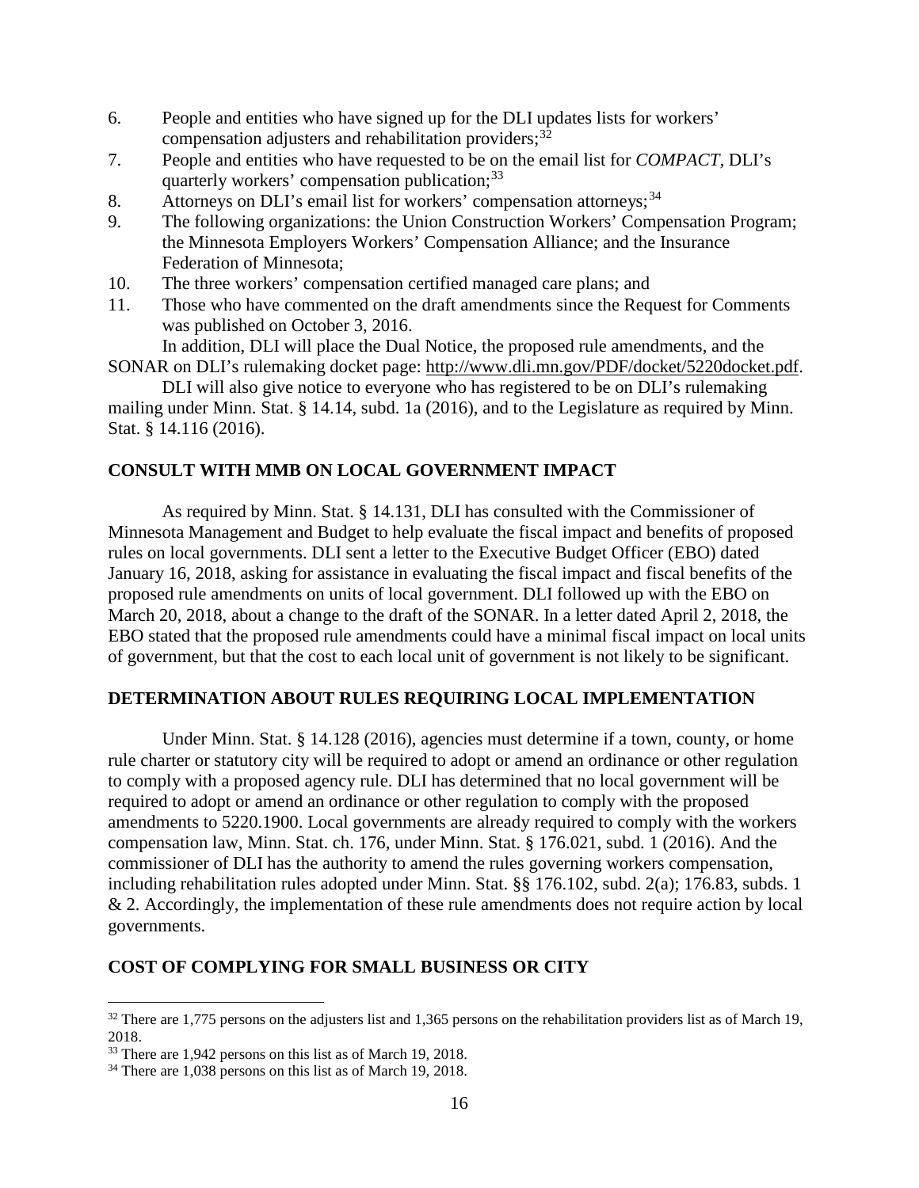6. People and entities who have signed up for the DLI updates lists for workers' compensation adjusters and rehabilitation providers;[32]
7. People and entities who have requested to be on the email list for *COMPACT*, DLI's quarterly workers' compensation publication;[33]
8. Attorneys on DLI's email list for workers' compensation attorneys;[34]
9. The following organizations: the Union Construction Workers' Compensation Program; the Minnesota Employers Workers' Compensation Alliance; and the Insurance Federation of Minnesota;
10. The three workers' compensation certified managed care plans; and
11. Those who have commented on the draft amendments since the Request for Comments was published on October 3, 2016.

In addition, DLI will place the Dual Notice, the proposed rule amendments, and the SONAR on DLI's rulemaking docket page: http://www.dli.mn.gov/PDF/docket/5220docket.pdf.

DLI will also give notice to everyone who has registered to be on DLI's rulemaking mailing under Minn. Stat. § 14.14, subd. 1a (2016), and to the Legislature as required by Minn. Stat. § 14.116 (2016).

## CONSULT WITH MMB ON LOCAL GOVERNMENT IMPACT

As required by Minn. Stat. § 14.131, DLI has consulted with the Commissioner of Minnesota Management and Budget to help evaluate the fiscal impact and benefits of proposed rules on local governments. DLI sent a letter to the Executive Budget Officer (EBO) dated January 16, 2018, asking for assistance in evaluating the fiscal impact and fiscal benefits of the proposed rule amendments on units of local government. DLI followed up with the EBO on March 20, 2018, about a change to the draft of the SONAR. In a letter dated April 2, 2018, the EBO stated that the proposed rule amendments could have a minimal fiscal impact on local units of government, but that the cost to each local unit of government is not likely to be significant.

## DETERMINATION ABOUT RULES REQUIRING LOCAL IMPLEMENTATION

Under Minn. Stat. § 14.128 (2016), agencies must determine if a town, county, or home rule charter or statutory city will be required to adopt or amend an ordinance or other regulation to comply with a proposed agency rule. DLI has determined that no local government will be required to adopt or amend an ordinance or other regulation to comply with the proposed amendments to 5220.1900. Local governments are already required to comply with the workers compensation law, Minn. Stat. ch. 176, under Minn. Stat. § 176.021, subd. 1 (2016). And the commissioner of DLI has the authority to amend the rules governing workers compensation, including rehabilitation rules adopted under Minn. Stat. §§ 176.102, subd. 2(a); 176.83, subds. 1 & 2. Accordingly, the implementation of these rule amendments does not require action by local governments.

## COST OF COMPLYING FOR SMALL BUSINESS OR CITY

[32] There are 1,775 persons on the adjusters list and 1,365 persons on the rehabilitation providers list as of March 19, 2018.

[33] There are 1,942 persons on this list as of March 19, 2018.

[34] There are 1,038 persons on this list as of March 19, 2018.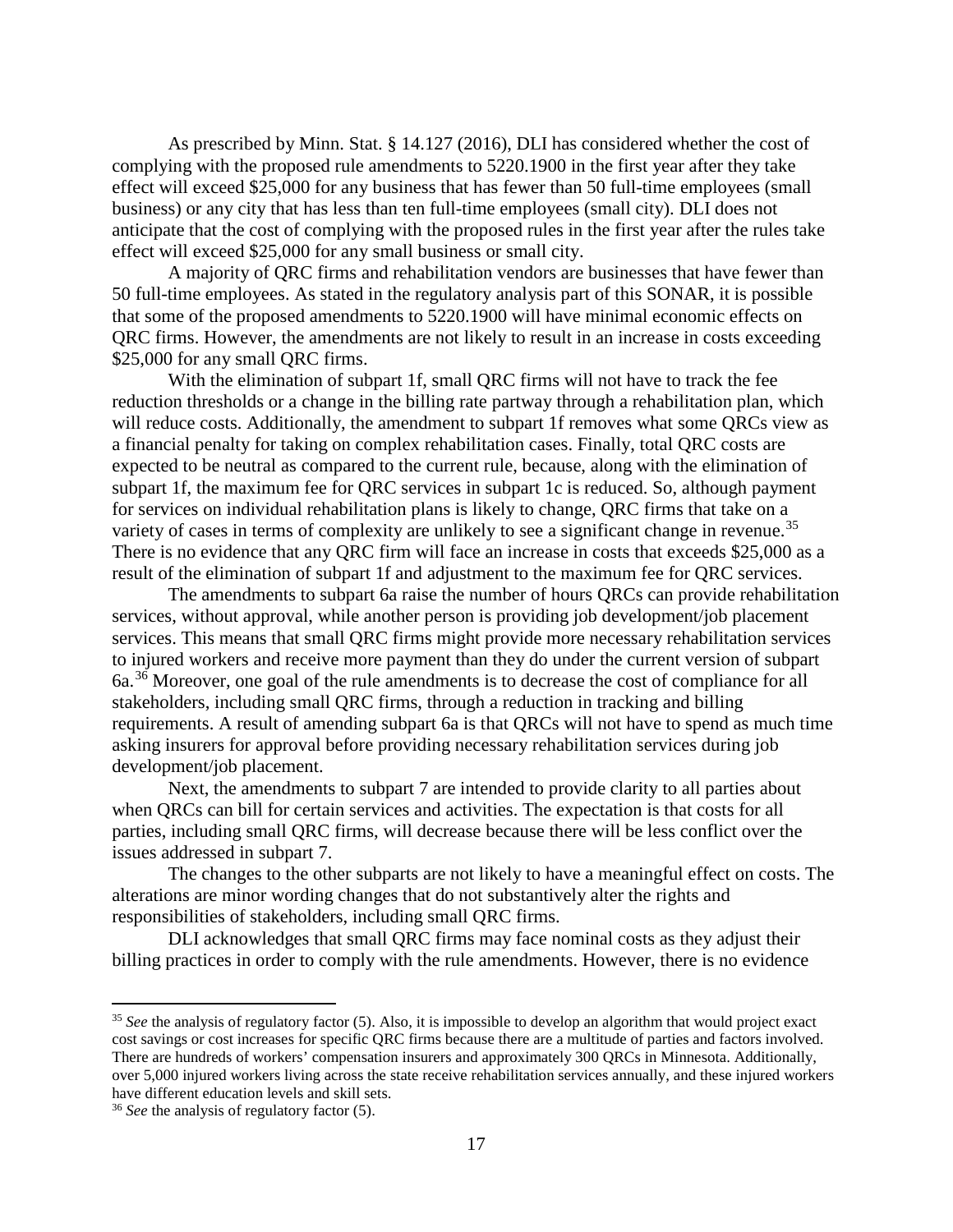As prescribed by Minn. Stat. § 14.127 (2016), DLI has considered whether the cost of complying with the proposed rule amendments to 5220.1900 in the first year after they take effect will exceed $25,000 for any business that has fewer than 50 full-time employees (small business) or any city that has less than ten full-time employees (small city). DLI does not anticipate that the cost of complying with the proposed rules in the first year after the rules take effect will exceed $25,000 for any small business or small city.

A majority of QRC firms and rehabilitation vendors are businesses that have fewer than 50 full-time employees. As stated in the regulatory analysis part of this SONAR, it is possible that some of the proposed amendments to 5220.1900 will have minimal economic effects on QRC firms. However, the amendments are not likely to result in an increase in costs exceeding $25,000 for any small QRC firms.

With the elimination of subpart 1f, small QRC firms will not have to track the fee reduction thresholds or a change in the billing rate partway through a rehabilitation plan, which will reduce costs. Additionally, the amendment to subpart 1f removes what some QRCs view as a financial penalty for taking on complex rehabilitation cases. Finally, total QRC costs are expected to be neutral as compared to the current rule, because, along with the elimination of subpart 1f, the maximum fee for QRC services in subpart 1c is reduced. So, although payment for services on individual rehabilitation plans is likely to change, QRC firms that take on a variety of cases in terms of complexity are unlikely to see a significant change in revenue.[35] There is no evidence that any QRC firm will face an increase in costs that exceeds $25,000 as a result of the elimination of subpart 1f and adjustment to the maximum fee for QRC services.

The amendments to subpart 6a raise the number of hours QRCs can provide rehabilitation services, without approval, while another person is providing job development/job placement services. This means that small QRC firms might provide more necessary rehabilitation services to injured workers and receive more payment than they do under the current version of subpart 6a.[36] Moreover, one goal of the rule amendments is to decrease the cost of compliance for all stakeholders, including small QRC firms, through a reduction in tracking and billing requirements. A result of amending subpart 6a is that QRCs will not have to spend as much time asking insurers for approval before providing necessary rehabilitation services during job development/job placement.

Next, the amendments to subpart 7 are intended to provide clarity to all parties about when QRCs can bill for certain services and activities. The expectation is that costs for all parties, including small QRC firms, will decrease because there will be less conflict over the issues addressed in subpart 7.

The changes to the other subparts are not likely to have a meaningful effect on costs. The alterations are minor wording changes that do not substantively alter the rights and responsibilities of stakeholders, including small QRC firms.

DLI acknowledges that small QRC firms may face nominal costs as they adjust their billing practices in order to comply with the rule amendments. However, there is no evidence

---

[35] *See* the analysis of regulatory factor (5). Also, it is impossible to develop an algorithm that would project exact cost savings or cost increases for specific QRC firms because there are a multitude of parties and factors involved. There are hundreds of workers' compensation insurers and approximately 300 QRCs in Minnesota. Additionally, over 5,000 injured workers living across the state receive rehabilitation services annually, and these injured workers have different education levels and skill sets.

[36] *See* the analysis of regulatory factor (5).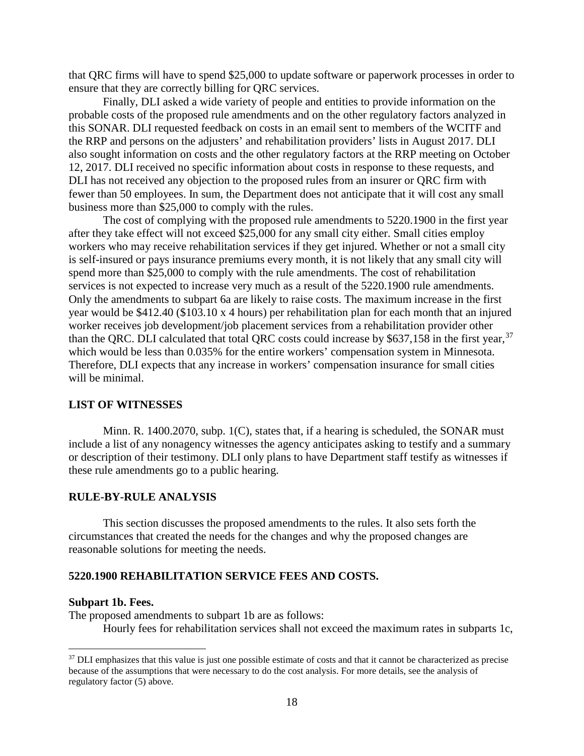that QRC firms will have to spend $25,000 to update software or paperwork processes in order to ensure that they are correctly billing for QRC services.

Finally, DLI asked a wide variety of people and entities to provide information on the probable costs of the proposed rule amendments and on the other regulatory factors analyzed in this SONAR. DLI requested feedback on costs in an email sent to members of the WCITF and the RRP and persons on the adjusters' and rehabilitation providers' lists in August 2017. DLI also sought information on costs and the other regulatory factors at the RRP meeting on October 12, 2017. DLI received no specific information about costs in response to these requests, and DLI has not received any objection to the proposed rules from an insurer or QRC firm with fewer than 50 employees. In sum, the Department does not anticipate that it will cost any small business more than $25,000 to comply with the rules.

The cost of complying with the proposed rule amendments to 5220.1900 in the first year after they take effect will not exceed $25,000 for any small city either. Small cities employ workers who may receive rehabilitation services if they get injured. Whether or not a small city is self-insured or pays insurance premiums every month, it is not likely that any small city will spend more than $25,000 to comply with the rule amendments. The cost of rehabilitation services is not expected to increase very much as a result of the 5220.1900 rule amendments. Only the amendments to subpart 6a are likely to raise costs. The maximum increase in the first year would be $412.40 ($103.10 x 4 hours) per rehabilitation plan for each month that an injured worker receives job development/job placement services from a rehabilitation provider other than the QRC. DLI calculated that total QRC costs could increase by $637,158 in the first year,[37] which would be less than 0.035% for the entire workers' compensation system in Minnesota. Therefore, DLI expects that any increase in workers' compensation insurance for small cities will be minimal.

**LIST OF WITNESSES**

Minn. R. 1400.2070, subp. 1(C), states that, if a hearing is scheduled, the SONAR must include a list of any nonagency witnesses the agency anticipates asking to testify and a summary or description of their testimony. DLI only plans to have Department staff testify as witnesses if these rule amendments go to a public hearing.

**RULE-BY-RULE ANALYSIS**

This section discusses the proposed amendments to the rules. It also sets forth the circumstances that created the needs for the changes and why the proposed changes are reasonable solutions for meeting the needs.

**5220.1900 REHABILITATION SERVICE FEES AND COSTS.**

**Subpart 1b. Fees.**

The proposed amendments to subpart 1b are as follows:

Hourly fees for rehabilitation services shall not exceed the maximum rates in subparts 1c,

---

[37] DLI emphasizes that this value is just one possible estimate of costs and that it cannot be characterized as precise because of the assumptions that were necessary to do the cost analysis. For more details, see the analysis of regulatory factor (5) above.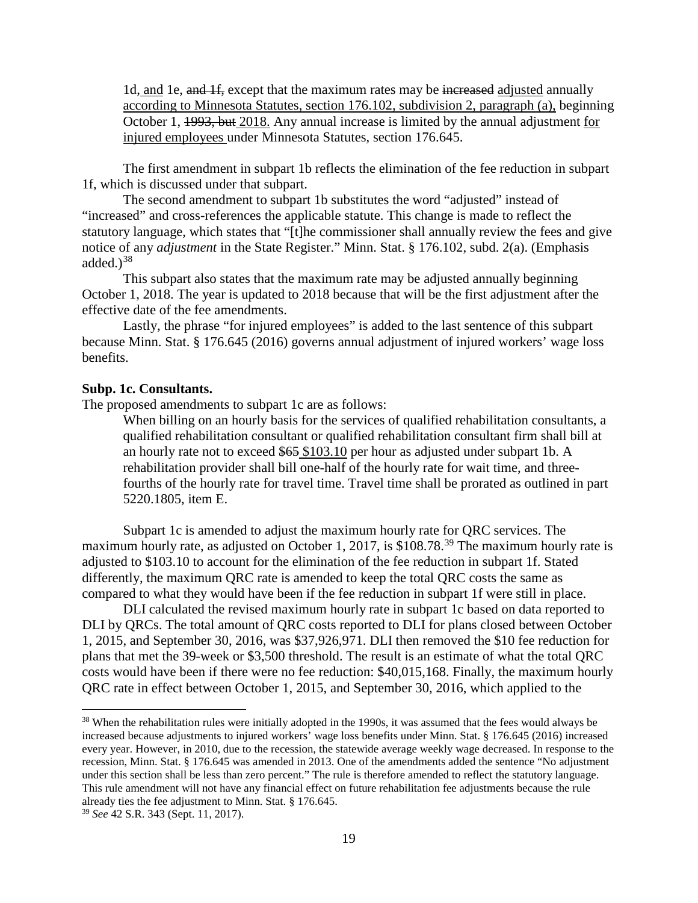> 1d, and 1e, ~~and 1f,~~ except that the maximum rates may be ~~increased~~ adjusted annually according to Minnesota Statutes, section 176.102, subdivision 2, paragraph (a), beginning October 1, ~~1993, but~~ 2018. Any annual increase is limited by the annual adjustment for injured employees under Minnesota Statutes, section 176.645.

The first amendment in subpart 1b reflects the elimination of the fee reduction in subpart 1f, which is discussed under that subpart.

The second amendment to subpart 1b substitutes the word "adjusted" instead of "increased" and cross-references the applicable statute. This change is made to reflect the statutory language, which states that "[t]he commissioner shall annually review the fees and give notice of any *adjustment* in the State Register." Minn. Stat. § 176.102, subd. 2(a). (Emphasis added.)[38]

This subpart also states that the maximum rate may be adjusted annually beginning October 1, 2018. The year is updated to 2018 because that will be the first adjustment after the effective date of the fee amendments.

Lastly, the phrase "for injured employees" is added to the last sentence of this subpart because Minn. Stat. § 176.645 (2016) governs annual adjustment of injured workers' wage loss benefits.

**Subp. 1c. Consultants.**

The proposed amendments to subpart 1c are as follows:

> When billing on an hourly basis for the services of qualified rehabilitation consultants, a qualified rehabilitation consultant or qualified rehabilitation consultant firm shall bill at an hourly rate not to exceed ~~$65~~ $103.10 per hour as adjusted under subpart 1b. A rehabilitation provider shall bill one-half of the hourly rate for wait time, and three-fourths of the hourly rate for travel time. Travel time shall be prorated as outlined in part 5220.1805, item E.

Subpart 1c is amended to adjust the maximum hourly rate for QRC services. The maximum hourly rate, as adjusted on October 1, 2017, is $108.78.[39] The maximum hourly rate is adjusted to $103.10 to account for the elimination of the fee reduction in subpart 1f. Stated differently, the maximum QRC rate is amended to keep the total QRC costs the same as compared to what they would have been if the fee reduction in subpart 1f were still in place.

DLI calculated the revised maximum hourly rate in subpart 1c based on data reported to DLI by QRCs. The total amount of QRC costs reported to DLI for plans closed between October 1, 2015, and September 30, 2016, was $37,926,971. DLI then removed the $10 fee reduction for plans that met the 39-week or $3,500 threshold. The result is an estimate of what the total QRC costs would have been if there were no fee reduction: $40,015,168. Finally, the maximum hourly QRC rate in effect between October 1, 2015, and September 30, 2016, which applied to the

---

[38] When the rehabilitation rules were initially adopted in the 1990s, it was assumed that the fees would always be increased because adjustments to injured workers' wage loss benefits under Minn. Stat. § 176.645 (2016) increased every year. However, in 2010, due to the recession, the statewide average weekly wage decreased. In response to the recession, Minn. Stat. § 176.645 was amended in 2013. One of the amendments added the sentence "No adjustment under this section shall be less than zero percent." The rule is therefore amended to reflect the statutory language. This rule amendment will not have any financial effect on future rehabilitation fee adjustments because the rule already ties the fee adjustment to Minn. Stat. § 176.645.

[39] *See* 42 S.R. 343 (Sept. 11, 2017).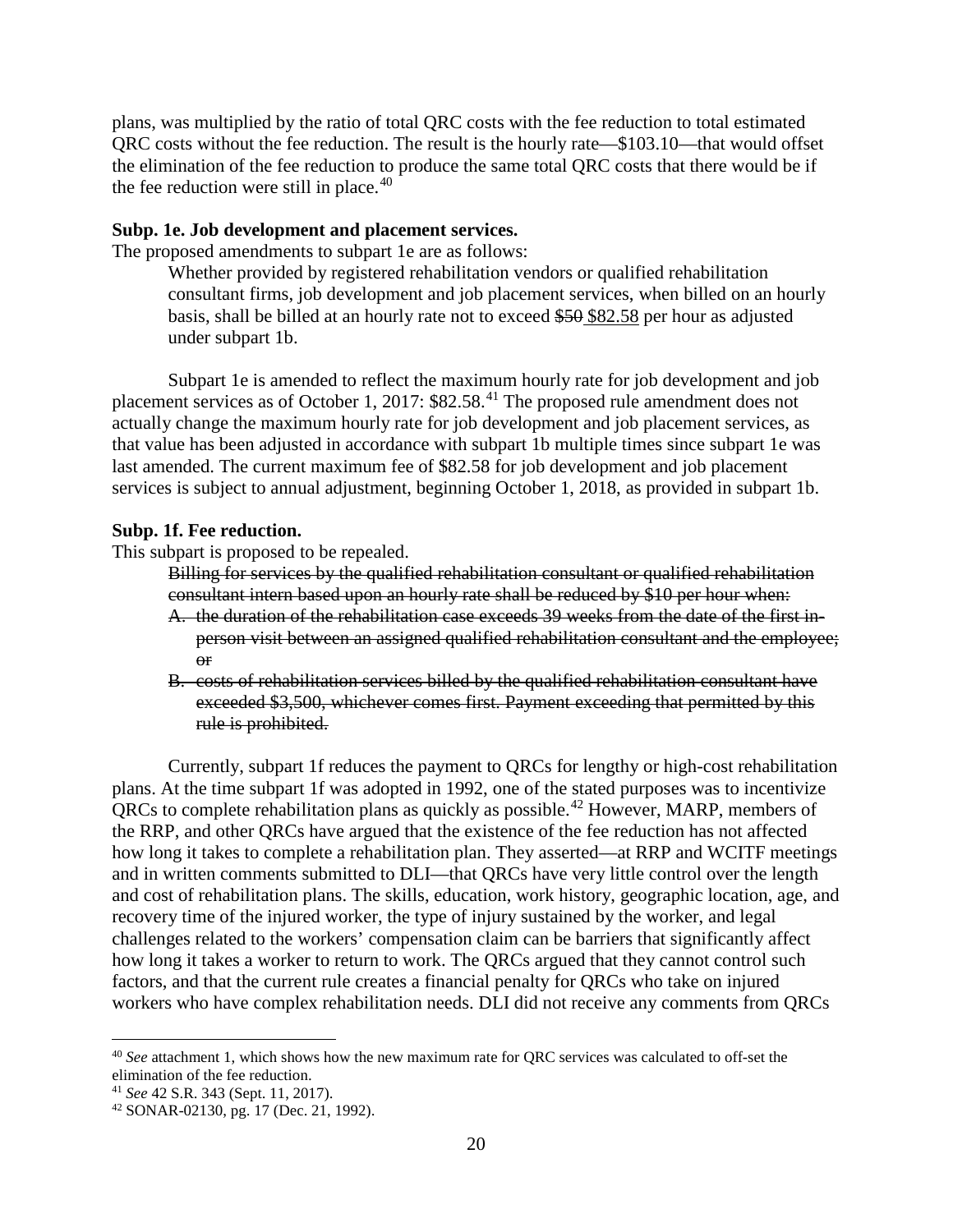plans, was multiplied by the ratio of total QRC costs with the fee reduction to total estimated QRC costs without the fee reduction. The result is the hourly rate—$103.10—that would offset the elimination of the fee reduction to produce the same total QRC costs that there would be if the fee reduction were still in place.[40]

**Subp. 1e. Job development and placement services.**

The proposed amendments to subpart 1e are as follows:

> Whether provided by registered rehabilitation vendors or qualified rehabilitation consultant firms, job development and job placement services, when billed on an hourly basis, shall be billed at an hourly rate not to exceed ~~$50~~ <u>$82.58</u> per hour as adjusted under subpart 1b.

Subpart 1e is amended to reflect the maximum hourly rate for job development and job placement services as of October 1, 2017: $82.58.[41] The proposed rule amendment does not actually change the maximum hourly rate for job development and job placement services, as that value has been adjusted in accordance with subpart 1b multiple times since subpart 1e was last amended. The current maximum fee of $82.58 for job development and job placement services is subject to annual adjustment, beginning October 1, 2018, as provided in subpart 1b.

**Subp. 1f. Fee reduction.**

This subpart is proposed to be repealed.

> ~~Billing for services by the qualified rehabilitation consultant or qualified rehabilitation consultant intern based upon an hourly rate shall be reduced by $10 per hour when:~~
>
> ~~A. the duration of the rehabilitation case exceeds 39 weeks from the date of the first in-person visit between an assigned qualified rehabilitation consultant and the employee; or~~
>
> ~~B. costs of rehabilitation services billed by the qualified rehabilitation consultant have exceeded $3,500, whichever comes first. Payment exceeding that permitted by this rule is prohibited.~~

Currently, subpart 1f reduces the payment to QRCs for lengthy or high-cost rehabilitation plans. At the time subpart 1f was adopted in 1992, one of the stated purposes was to incentivize QRCs to complete rehabilitation plans as quickly as possible.[42] However, MARP, members of the RRP, and other QRCs have argued that the existence of the fee reduction has not affected how long it takes to complete a rehabilitation plan. They asserted—at RRP and WCITF meetings and in written comments submitted to DLI—that QRCs have very little control over the length and cost of rehabilitation plans. The skills, education, work history, geographic location, age, and recovery time of the injured worker, the type of injury sustained by the worker, and legal challenges related to the workers' compensation claim can be barriers that significantly affect how long it takes a worker to return to work. The QRCs argued that they cannot control such factors, and that the current rule creates a financial penalty for QRCs who take on injured workers who have complex rehabilitation needs. DLI did not receive any comments from QRCs

---

[40] *See* attachment 1, which shows how the new maximum rate for QRC services was calculated to off-set the elimination of the fee reduction.

[41] *See* 42 S.R. 343 (Sept. 11, 2017).

[42] SONAR-02130, pg. 17 (Dec. 21, 1992).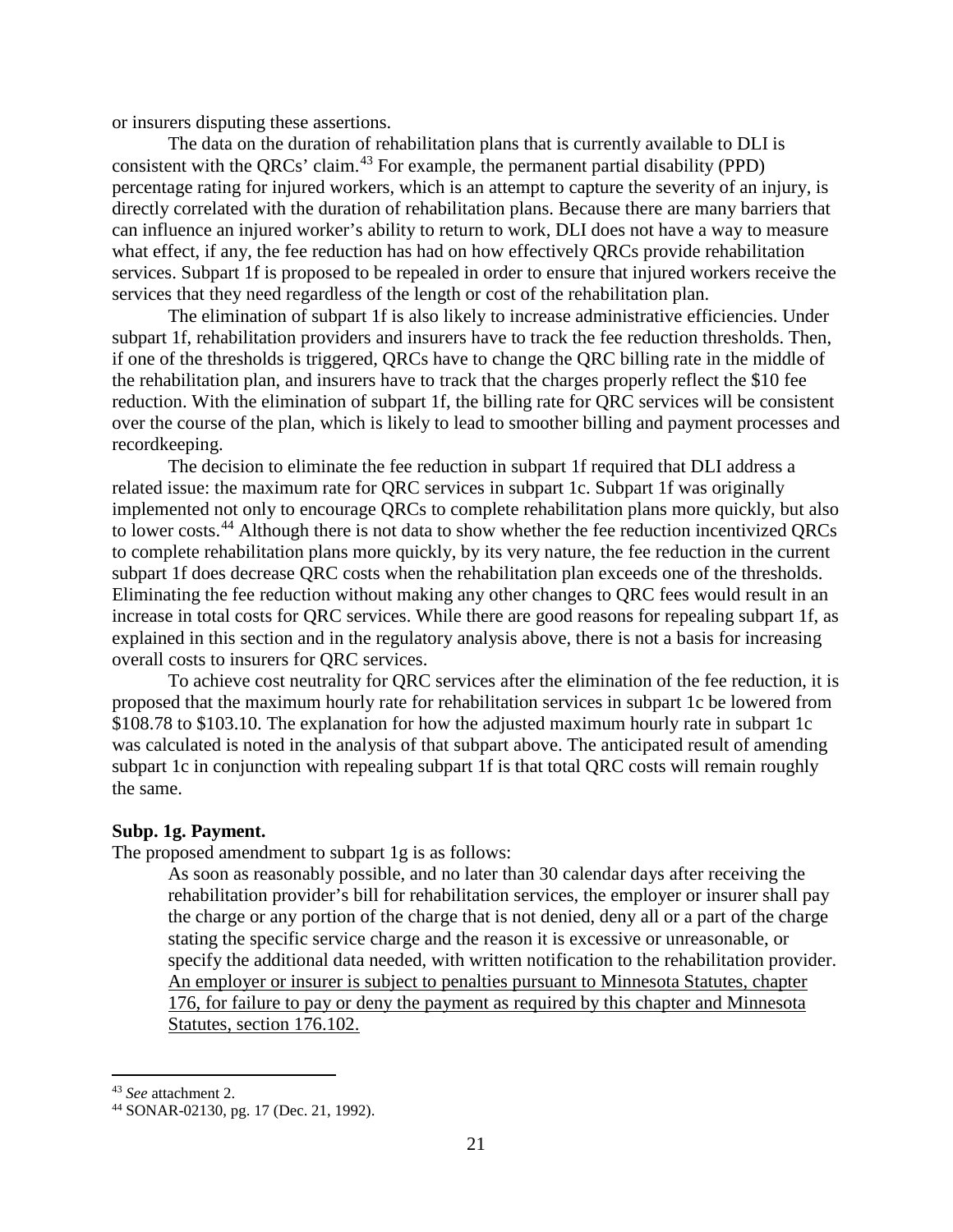or insurers disputing these assertions.

The data on the duration of rehabilitation plans that is currently available to DLI is consistent with the QRCs' claim.[43] For example, the permanent partial disability (PPD) percentage rating for injured workers, which is an attempt to capture the severity of an injury, is directly correlated with the duration of rehabilitation plans. Because there are many barriers that can influence an injured worker's ability to return to work, DLI does not have a way to measure what effect, if any, the fee reduction has had on how effectively QRCs provide rehabilitation services. Subpart 1f is proposed to be repealed in order to ensure that injured workers receive the services that they need regardless of the length or cost of the rehabilitation plan.

The elimination of subpart 1f is also likely to increase administrative efficiencies. Under subpart 1f, rehabilitation providers and insurers have to track the fee reduction thresholds. Then, if one of the thresholds is triggered, QRCs have to change the QRC billing rate in the middle of the rehabilitation plan, and insurers have to track that the charges properly reflect the $10 fee reduction. With the elimination of subpart 1f, the billing rate for QRC services will be consistent over the course of the plan, which is likely to lead to smoother billing and payment processes and recordkeeping.

The decision to eliminate the fee reduction in subpart 1f required that DLI address a related issue: the maximum rate for QRC services in subpart 1c. Subpart 1f was originally implemented not only to encourage QRCs to complete rehabilitation plans more quickly, but also to lower costs.[44] Although there is not data to show whether the fee reduction incentivized QRCs to complete rehabilitation plans more quickly, by its very nature, the fee reduction in the current subpart 1f does decrease QRC costs when the rehabilitation plan exceeds one of the thresholds. Eliminating the fee reduction without making any other changes to QRC fees would result in an increase in total costs for QRC services. While there are good reasons for repealing subpart 1f, as explained in this section and in the regulatory analysis above, there is not a basis for increasing overall costs to insurers for QRC services.

To achieve cost neutrality for QRC services after the elimination of the fee reduction, it is proposed that the maximum hourly rate for rehabilitation services in subpart 1c be lowered from $108.78 to $103.10. The explanation for how the adjusted maximum hourly rate in subpart 1c was calculated is noted in the analysis of that subpart above. The anticipated result of amending subpart 1c in conjunction with repealing subpart 1f is that total QRC costs will remain roughly the same.

**Subp. 1g. Payment.**

The proposed amendment to subpart 1g is as follows:

> As soon as reasonably possible, and no later than 30 calendar days after receiving the rehabilitation provider's bill for rehabilitation services, the employer or insurer shall pay the charge or any portion of the charge that is not denied, deny all or a part of the charge stating the specific service charge and the reason it is excessive or unreasonable, or specify the additional data needed, with written notification to the rehabilitation provider. <u>An employer or insurer is subject to penalties pursuant to Minnesota Statutes, chapter 176, for failure to pay or deny the payment as required by this chapter and Minnesota Statutes, section 176.102.</u>

---

[43] *See* attachment 2.

[44] SONAR-02130, pg. 17 (Dec. 21, 1992).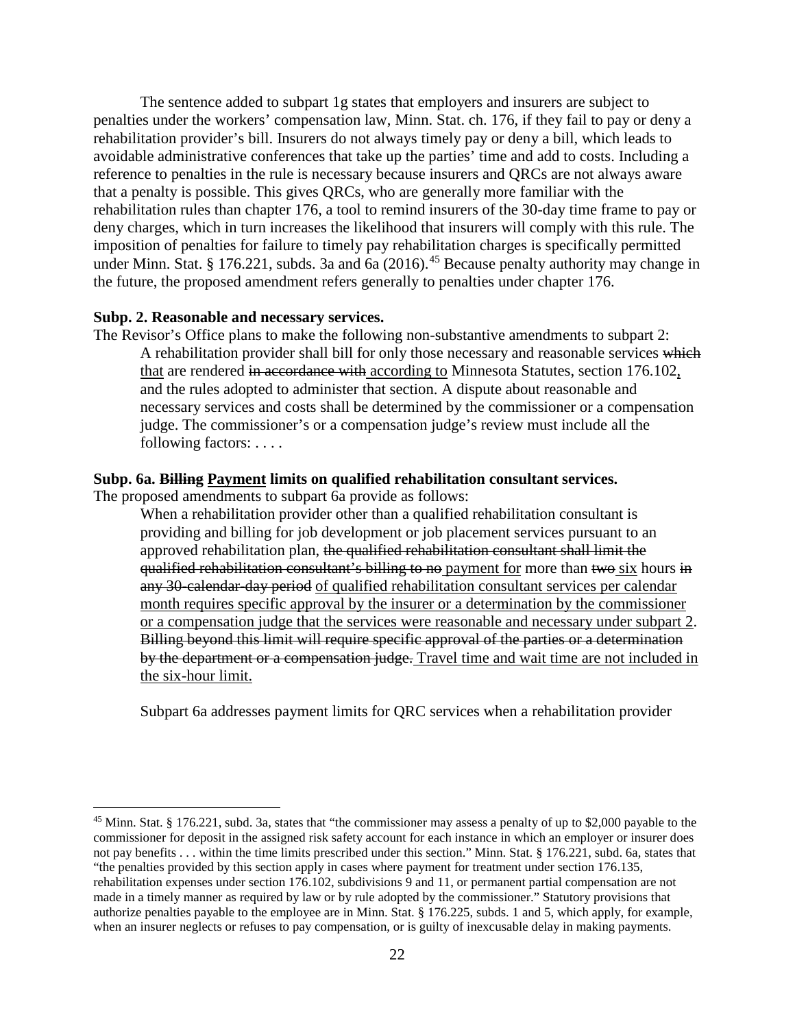The sentence added to subpart 1g states that employers and insurers are subject to penalties under the workers' compensation law, Minn. Stat. ch. 176, if they fail to pay or deny a rehabilitation provider's bill. Insurers do not always timely pay or deny a bill, which leads to avoidable administrative conferences that take up the parties' time and add to costs. Including a reference to penalties in the rule is necessary because insurers and QRCs are not always aware that a penalty is possible. This gives QRCs, who are generally more familiar with the rehabilitation rules than chapter 176, a tool to remind insurers of the 30-day time frame to pay or deny charges, which in turn increases the likelihood that insurers will comply with this rule. The imposition of penalties for failure to timely pay rehabilitation charges is specifically permitted under Minn. Stat. § 176.221, subds. 3a and 6a (2016).[45] Because penalty authority may change in the future, the proposed amendment refers generally to penalties under chapter 176.

**Subp. 2. Reasonable and necessary services.**

The Revisor's Office plans to make the following non-substantive amendments to subpart 2:

> A rehabilitation provider shall bill for only those necessary and reasonable services ~~which~~ <u>that</u> are rendered ~~in accordance with~~ <u>according to</u> Minnesota Statutes, section 176.102<u>,</u> and the rules adopted to administer that section. A dispute about reasonable and necessary services and costs shall be determined by the commissioner or a compensation judge. The commissioner's or a compensation judge's review must include all the following factors: . . . .

**Subp. 6a. ~~Billing~~ <u>Payment</u> limits on qualified rehabilitation consultant services.**

The proposed amendments to subpart 6a provide as follows:

> When a rehabilitation provider other than a qualified rehabilitation consultant is providing and billing for job development or job placement services pursuant to an approved rehabilitation plan, ~~the qualified rehabilitation consultant shall limit the qualified rehabilitation consultant's billing to no~~ <u>payment for</u> more than ~~two~~ <u>six</u> hours ~~in any 30-calendar-day period~~ <u>of qualified rehabilitation consultant services per calendar month requires specific approval by the insurer or a determination by the commissioner or a compensation judge that the services were reasonable and necessary under subpart 2</u>. ~~Billing beyond this limit will require specific approval of the parties or a determination by the department or a compensation judge.~~ <u>Travel time and wait time are not included in the six-hour limit.</u>

Subpart 6a addresses payment limits for QRC services when a rehabilitation provider

---

[45] Minn. Stat. § 176.221, subd. 3a, states that "the commissioner may assess a penalty of up to $2,000 payable to the commissioner for deposit in the assigned risk safety account for each instance in which an employer or insurer does not pay benefits . . . within the time limits prescribed under this section." Minn. Stat. § 176.221, subd. 6a, states that "the penalties provided by this section apply in cases where payment for treatment under section 176.135, rehabilitation expenses under section 176.102, subdivisions 9 and 11, or permanent partial compensation are not made in a timely manner as required by law or by rule adopted by the commissioner." Statutory provisions that authorize penalties payable to the employee are in Minn. Stat. § 176.225, subds. 1 and 5, which apply, for example, when an insurer neglects or refuses to pay compensation, or is guilty of inexcusable delay in making payments.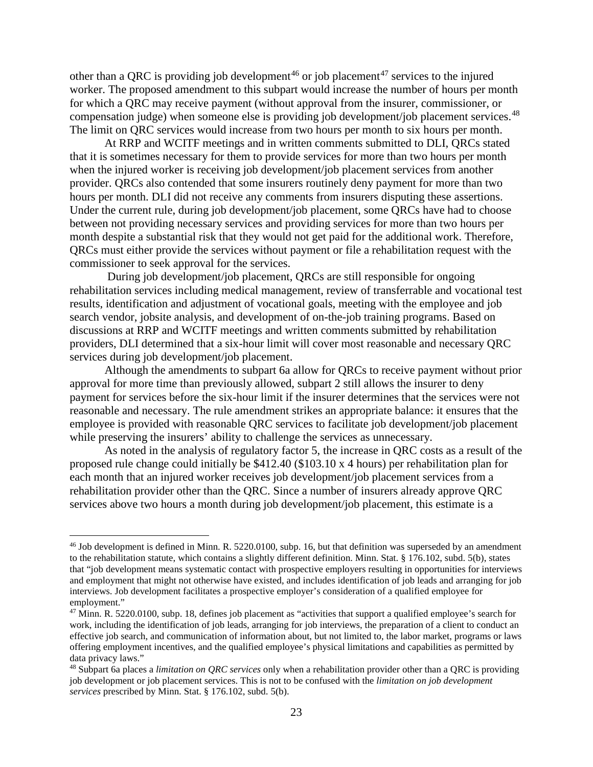other than a QRC is providing job development[46] or job placement[47] services to the injured worker. The proposed amendment to this subpart would increase the number of hours per month for which a QRC may receive payment (without approval from the insurer, commissioner, or compensation judge) when someone else is providing job development/job placement services.[48] The limit on QRC services would increase from two hours per month to six hours per month.

At RRP and WCITF meetings and in written comments submitted to DLI, QRCs stated that it is sometimes necessary for them to provide services for more than two hours per month when the injured worker is receiving job development/job placement services from another provider. QRCs also contended that some insurers routinely deny payment for more than two hours per month. DLI did not receive any comments from insurers disputing these assertions. Under the current rule, during job development/job placement, some QRCs have had to choose between not providing necessary services and providing services for more than two hours per month despite a substantial risk that they would not get paid for the additional work. Therefore, QRCs must either provide the services without payment or file a rehabilitation request with the commissioner to seek approval for the services.

During job development/job placement, QRCs are still responsible for ongoing rehabilitation services including medical management, review of transferrable and vocational test results, identification and adjustment of vocational goals, meeting with the employee and job search vendor, jobsite analysis, and development of on-the-job training programs. Based on discussions at RRP and WCITF meetings and written comments submitted by rehabilitation providers, DLI determined that a six-hour limit will cover most reasonable and necessary QRC services during job development/job placement.

Although the amendments to subpart 6a allow for QRCs to receive payment without prior approval for more time than previously allowed, subpart 2 still allows the insurer to deny payment for services before the six-hour limit if the insurer determines that the services were not reasonable and necessary. The rule amendment strikes an appropriate balance: it ensures that the employee is provided with reasonable QRC services to facilitate job development/job placement while preserving the insurers' ability to challenge the services as unnecessary.

As noted in the analysis of regulatory factor 5, the increase in QRC costs as a result of the proposed rule change could initially be $412.40 ($103.10 x 4 hours) per rehabilitation plan for each month that an injured worker receives job development/job placement services from a rehabilitation provider other than the QRC. Since a number of insurers already approve QRC services above two hours a month during job development/job placement, this estimate is a

---

[46] Job development is defined in Minn. R. 5220.0100, subp. 16, but that definition was superseded by an amendment to the rehabilitation statute, which contains a slightly different definition. Minn. Stat. § 176.102, subd. 5(b), states that "job development means systematic contact with prospective employers resulting in opportunities for interviews and employment that might not otherwise have existed, and includes identification of job leads and arranging for job interviews. Job development facilitates a prospective employer's consideration of a qualified employee for employment."

[47] Minn. R. 5220.0100, subp. 18, defines job placement as "activities that support a qualified employee's search for work, including the identification of job leads, arranging for job interviews, the preparation of a client to conduct an effective job search, and communication of information about, but not limited to, the labor market, programs or laws offering employment incentives, and the qualified employee's physical limitations and capabilities as permitted by data privacy laws."

[48] Subpart 6a places a *limitation on QRC services* only when a rehabilitation provider other than a QRC is providing job development or job placement services. This is not to be confused with the *limitation on job development services* prescribed by Minn. Stat. § 176.102, subd. 5(b).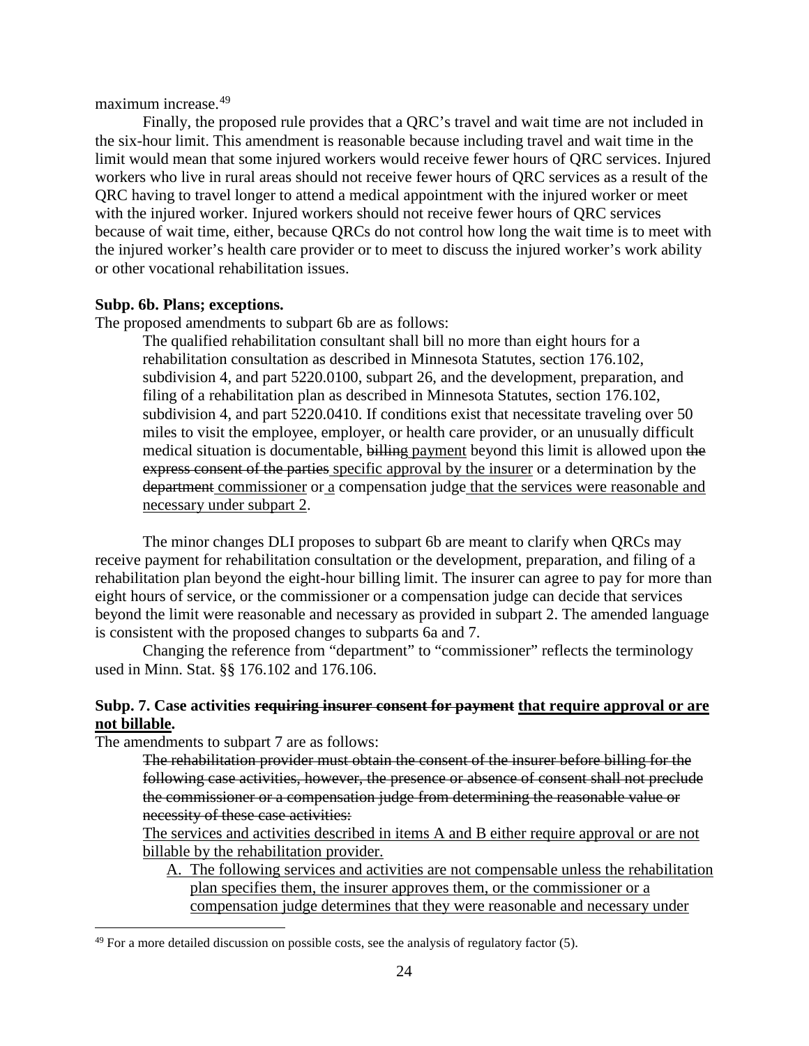maximum increase.[49]

Finally, the proposed rule provides that a QRC's travel and wait time are not included in the six-hour limit. This amendment is reasonable because including travel and wait time in the limit would mean that some injured workers would receive fewer hours of QRC services. Injured workers who live in rural areas should not receive fewer hours of QRC services as a result of the QRC having to travel longer to attend a medical appointment with the injured worker or meet with the injured worker. Injured workers should not receive fewer hours of QRC services because of wait time, either, because QRCs do not control how long the wait time is to meet with the injured worker's health care provider or to meet to discuss the injured worker's work ability or other vocational rehabilitation issues.

**Subp. 6b. Plans; exceptions.**

The proposed amendments to subpart 6b are as follows:

> The qualified rehabilitation consultant shall bill no more than eight hours for a rehabilitation consultation as described in Minnesota Statutes, section 176.102, subdivision 4, and part 5220.0100, subpart 26, and the development, preparation, and filing of a rehabilitation plan as described in Minnesota Statutes, section 176.102, subdivision 4, and part 5220.0410. If conditions exist that necessitate traveling over 50 miles to visit the employee, employer, or health care provider, or an unusually difficult medical situation is documentable, ~~billing~~ <u>payment</u> beyond this limit is allowed upon ~~the express consent of the parties~~ <u>specific approval by the insurer</u> or a determination by the ~~department~~ <u>commissioner</u> or <u>a</u> compensation judge <u>that the services were reasonable and necessary under subpart 2</u>.

The minor changes DLI proposes to subpart 6b are meant to clarify when QRCs may receive payment for rehabilitation consultation or the development, preparation, and filing of a rehabilitation plan beyond the eight-hour billing limit. The insurer can agree to pay for more than eight hours of service, or the commissioner or a compensation judge can decide that services beyond the limit were reasonable and necessary as provided in subpart 2. The amended language is consistent with the proposed changes to subparts 6a and 7.

Changing the reference from "department" to "commissioner" reflects the terminology used in Minn. Stat. §§ 176.102 and 176.106.

**Subp. 7. Case activities ~~requiring insurer consent for payment~~ <u>that require approval or are not billable</u>.**

The amendments to subpart 7 are as follows:

> ~~The rehabilitation provider must obtain the consent of the insurer before billing for the following case activities, however, the presence or absence of consent shall not preclude the commissioner or a compensation judge from determining the reasonable value or necessity of these case activities:~~
>
> <u>The services and activities described in items A and B either require approval or are not billable by the rehabilitation provider.</u>
>
> A. <u>The following services and activities are not compensable unless the rehabilitation plan specifies them, the insurer approves them, or the commissioner or a compensation judge determines that they were reasonable and necessary under</u>

[49] For a more detailed discussion on possible costs, see the analysis of regulatory factor (5).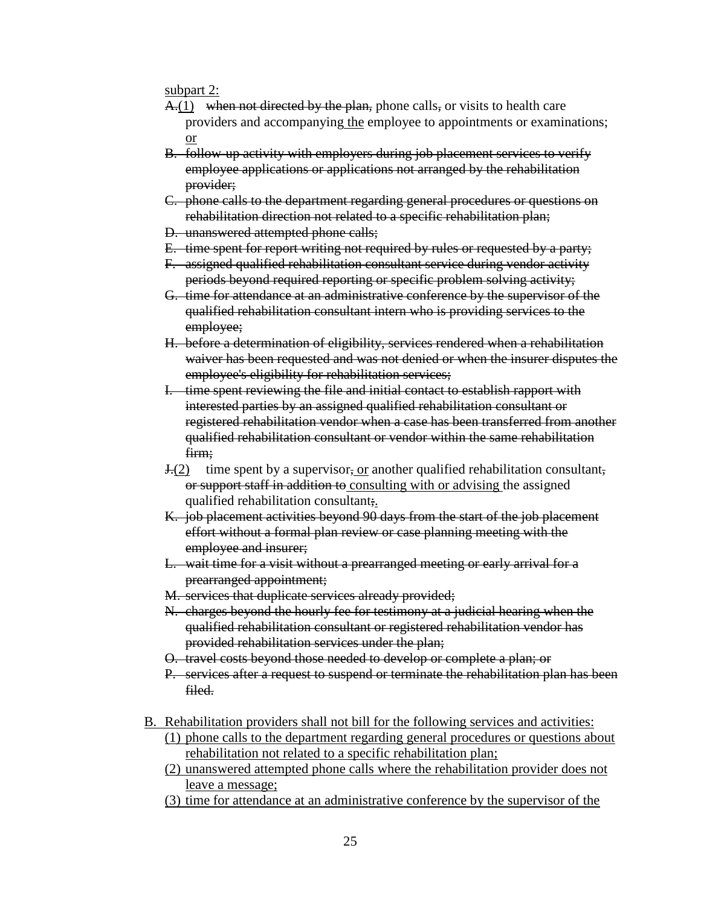subpart 2:

- ~~A.~~(1) ~~when not directed by the plan,~~ phone calls~~,~~ or visits to health care providers and accompanying the employee to appointments or examinations; or
- ~~B. follow-up activity with employers during job placement services to verify employee applications or applications not arranged by the rehabilitation provider;~~
- ~~C. phone calls to the department regarding general procedures or questions on rehabilitation direction not related to a specific rehabilitation plan;~~
- ~~D. unanswered attempted phone calls;~~
- ~~E. time spent for report writing not required by rules or requested by a party;~~
- ~~F. assigned qualified rehabilitation consultant service during vendor activity periods beyond required reporting or specific problem solving activity;~~
- ~~G. time for attendance at an administrative conference by the supervisor of the qualified rehabilitation consultant intern who is providing services to the employee;~~
- ~~H. before a determination of eligibility, services rendered when a rehabilitation waiver has been requested and was not denied or when the insurer disputes the employee's eligibility for rehabilitation services;~~
- ~~I. time spent reviewing the file and initial contact to establish rapport with interested parties by an assigned qualified rehabilitation consultant or registered rehabilitation vendor when a case has been transferred from another qualified rehabilitation consultant or vendor within the same rehabilitation firm;~~
- ~~J.~~(2) time spent by a supervisor~~,~~ or another qualified rehabilitation consultant~~, or support staff in addition to~~ consulting with or advising the assigned qualified rehabilitation consultant~~;~~.
- ~~K. job placement activities beyond 90 days from the start of the job placement effort without a formal plan review or case planning meeting with the employee and insurer;~~
- ~~L. wait time for a visit without a prearranged meeting or early arrival for a prearranged appointment;~~
- ~~M. services that duplicate services already provided;~~
- ~~N. charges beyond the hourly fee for testimony at a judicial hearing when the qualified rehabilitation consultant or registered rehabilitation vendor has provided rehabilitation services under the plan;~~
- ~~O. travel costs beyond those needed to develop or complete a plan; or~~
- ~~P. services after a request to suspend or terminate the rehabilitation plan has been filed.~~

B. Rehabilitation providers shall not bill for the following services and activities:

- (1) phone calls to the department regarding general procedures or questions about rehabilitation not related to a specific rehabilitation plan;
- (2) unanswered attempted phone calls where the rehabilitation provider does not leave a message;
- (3) time for attendance at an administrative conference by the supervisor of the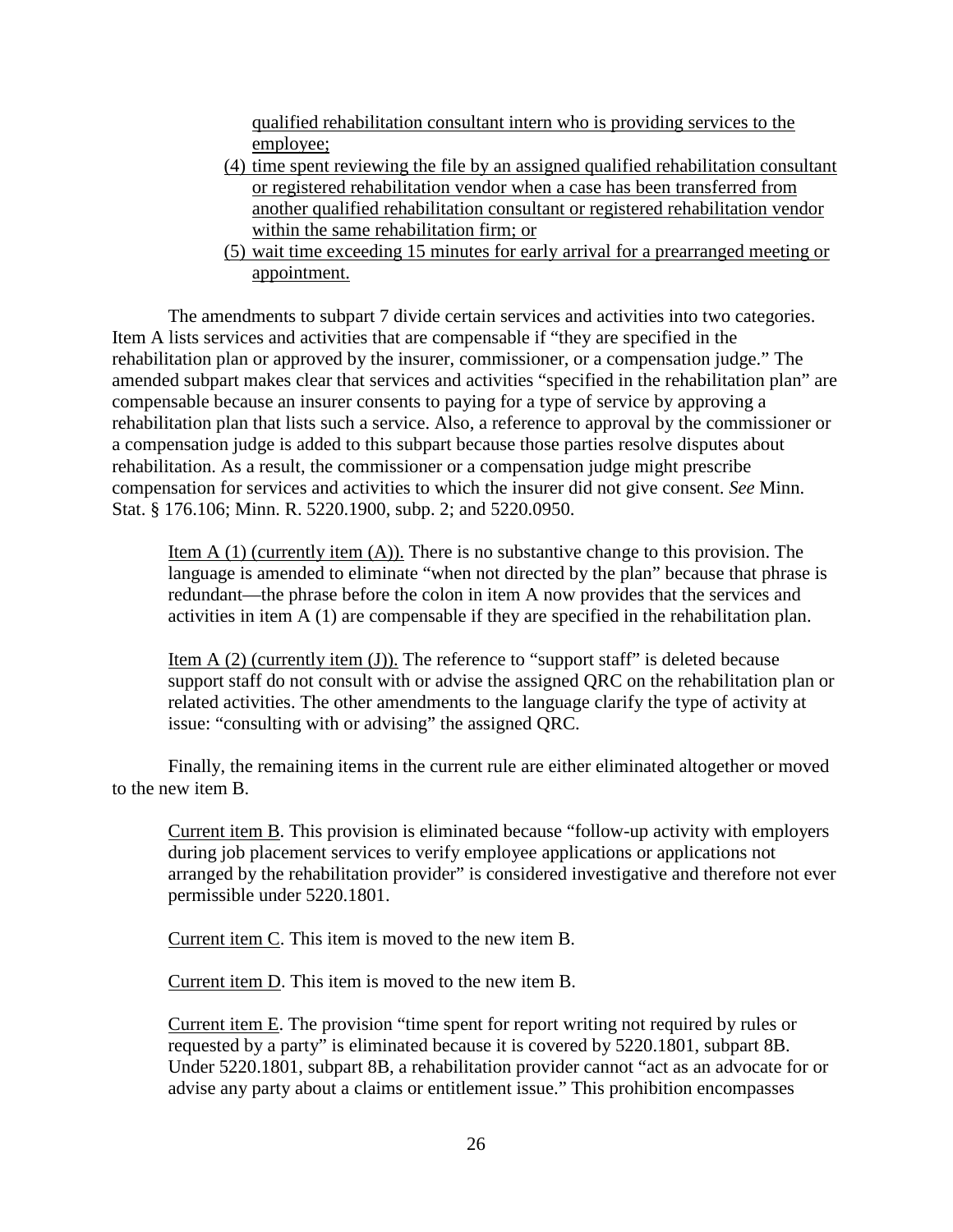qualified rehabilitation consultant intern who is providing services to the employee;

(4) time spent reviewing the file by an assigned qualified rehabilitation consultant or registered rehabilitation vendor when a case has been transferred from another qualified rehabilitation consultant or registered rehabilitation vendor within the same rehabilitation firm; or

(5) wait time exceeding 15 minutes for early arrival for a prearranged meeting or appointment.

The amendments to subpart 7 divide certain services and activities into two categories. Item A lists services and activities that are compensable if "they are specified in the rehabilitation plan or approved by the insurer, commissioner, or a compensation judge." The amended subpart makes clear that services and activities "specified in the rehabilitation plan" are compensable because an insurer consents to paying for a type of service by approving a rehabilitation plan that lists such a service. Also, a reference to approval by the commissioner or a compensation judge is added to this subpart because those parties resolve disputes about rehabilitation. As a result, the commissioner or a compensation judge might prescribe compensation for services and activities to which the insurer did not give consent. *See* Minn. Stat. § 176.106; Minn. R. 5220.1900, subp. 2; and 5220.0950.

Item A (1) (currently item (A)). There is no substantive change to this provision. The language is amended to eliminate "when not directed by the plan" because that phrase is redundant—the phrase before the colon in item A now provides that the services and activities in item A (1) are compensable if they are specified in the rehabilitation plan.

Item A (2) (currently item (J)). The reference to "support staff" is deleted because support staff do not consult with or advise the assigned QRC on the rehabilitation plan or related activities. The other amendments to the language clarify the type of activity at issue: "consulting with or advising" the assigned QRC.

Finally, the remaining items in the current rule are either eliminated altogether or moved to the new item B.

Current item B. This provision is eliminated because "follow-up activity with employers during job placement services to verify employee applications or applications not arranged by the rehabilitation provider" is considered investigative and therefore not ever permissible under 5220.1801.

Current item C. This item is moved to the new item B.

Current item D. This item is moved to the new item B.

Current item E. The provision "time spent for report writing not required by rules or requested by a party" is eliminated because it is covered by 5220.1801, subpart 8B. Under 5220.1801, subpart 8B, a rehabilitation provider cannot "act as an advocate for or advise any party about a claims or entitlement issue." This prohibition encompasses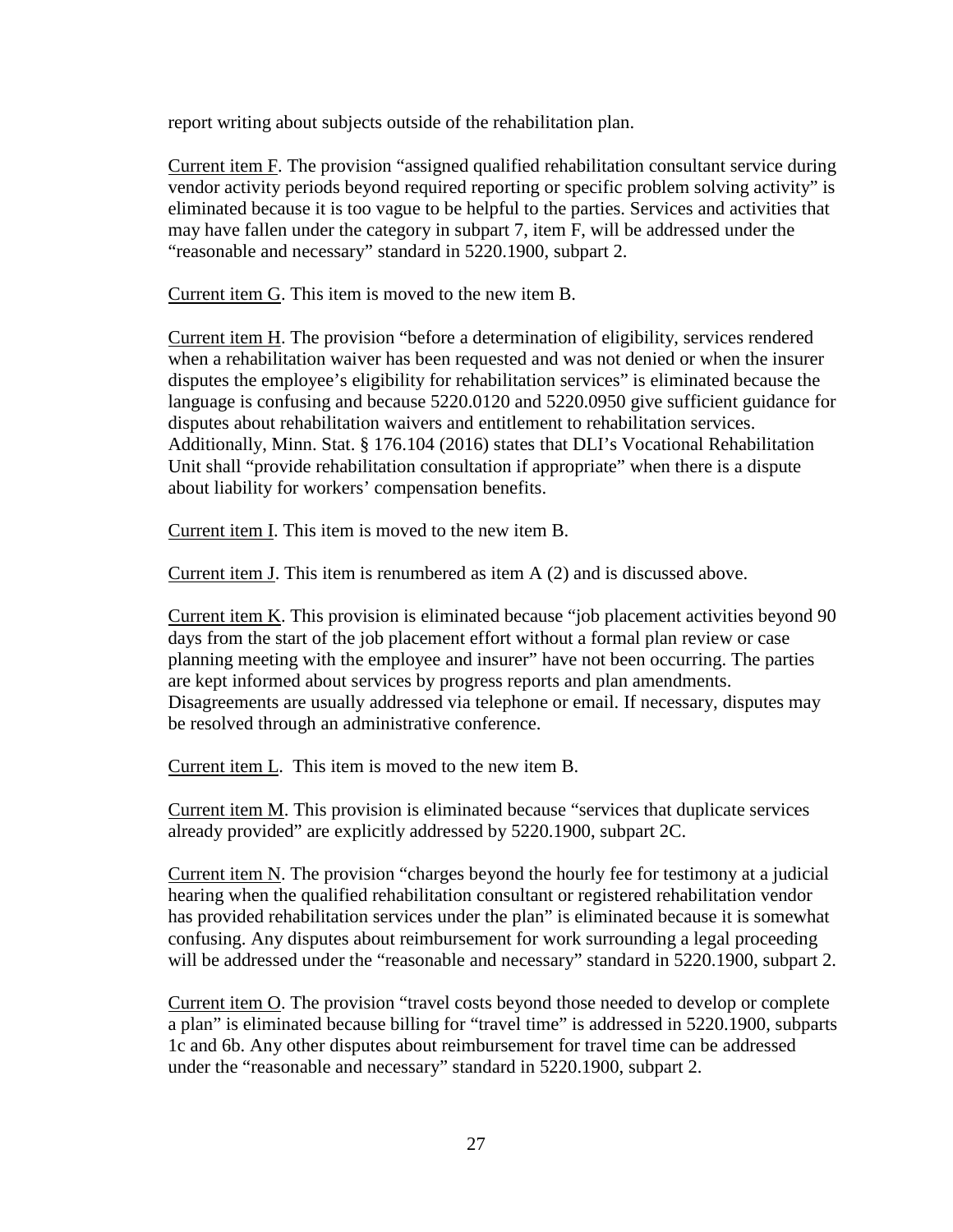report writing about subjects outside of the rehabilitation plan.

Current item F. The provision "assigned qualified rehabilitation consultant service during vendor activity periods beyond required reporting or specific problem solving activity" is eliminated because it is too vague to be helpful to the parties. Services and activities that may have fallen under the category in subpart 7, item F, will be addressed under the "reasonable and necessary" standard in 5220.1900, subpart 2.

Current item G. This item is moved to the new item B.

Current item H. The provision "before a determination of eligibility, services rendered when a rehabilitation waiver has been requested and was not denied or when the insurer disputes the employee's eligibility for rehabilitation services" is eliminated because the language is confusing and because 5220.0120 and 5220.0950 give sufficient guidance for disputes about rehabilitation waivers and entitlement to rehabilitation services. Additionally, Minn. Stat. § 176.104 (2016) states that DLI's Vocational Rehabilitation Unit shall "provide rehabilitation consultation if appropriate" when there is a dispute about liability for workers' compensation benefits.

Current item I. This item is moved to the new item B.

Current item J. This item is renumbered as item A (2) and is discussed above.

Current item K. This provision is eliminated because "job placement activities beyond 90 days from the start of the job placement effort without a formal plan review or case planning meeting with the employee and insurer" have not been occurring. The parties are kept informed about services by progress reports and plan amendments. Disagreements are usually addressed via telephone or email. If necessary, disputes may be resolved through an administrative conference.

Current item L. This item is moved to the new item B.

Current item M. This provision is eliminated because "services that duplicate services already provided" are explicitly addressed by 5220.1900, subpart 2C.

Current item N. The provision "charges beyond the hourly fee for testimony at a judicial hearing when the qualified rehabilitation consultant or registered rehabilitation vendor has provided rehabilitation services under the plan" is eliminated because it is somewhat confusing. Any disputes about reimbursement for work surrounding a legal proceeding will be addressed under the "reasonable and necessary" standard in 5220.1900, subpart 2.

Current item O. The provision "travel costs beyond those needed to develop or complete a plan" is eliminated because billing for "travel time" is addressed in 5220.1900, subparts 1c and 6b. Any other disputes about reimbursement for travel time can be addressed under the "reasonable and necessary" standard in 5220.1900, subpart 2.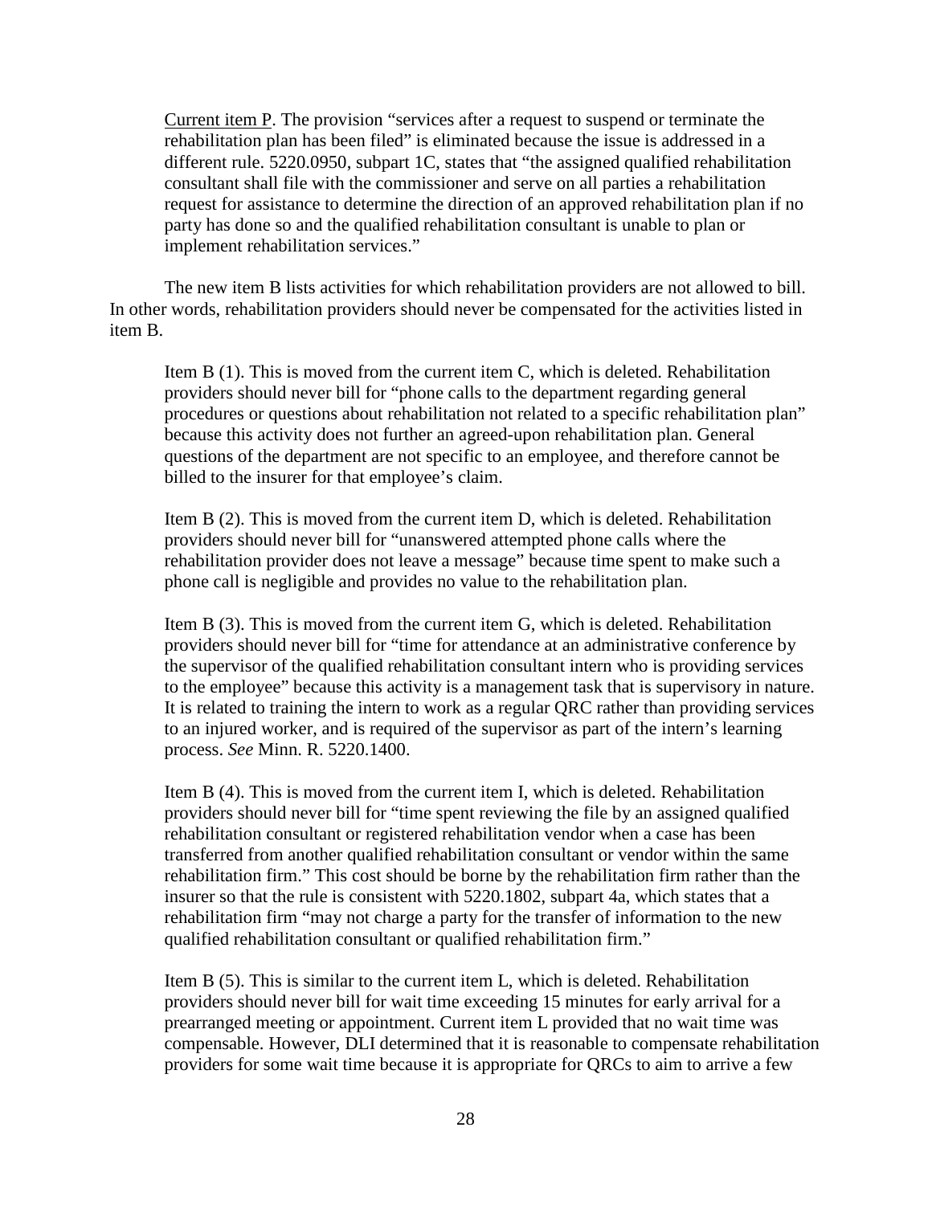Current item P. The provision "services after a request to suspend or terminate the rehabilitation plan has been filed" is eliminated because the issue is addressed in a different rule. 5220.0950, subpart 1C, states that "the assigned qualified rehabilitation consultant shall file with the commissioner and serve on all parties a rehabilitation request for assistance to determine the direction of an approved rehabilitation plan if no party has done so and the qualified rehabilitation consultant is unable to plan or implement rehabilitation services."

The new item B lists activities for which rehabilitation providers are not allowed to bill. In other words, rehabilitation providers should never be compensated for the activities listed in item B.

Item B (1). This is moved from the current item C, which is deleted. Rehabilitation providers should never bill for "phone calls to the department regarding general procedures or questions about rehabilitation not related to a specific rehabilitation plan" because this activity does not further an agreed-upon rehabilitation plan. General questions of the department are not specific to an employee, and therefore cannot be billed to the insurer for that employee's claim.

Item B (2). This is moved from the current item D, which is deleted. Rehabilitation providers should never bill for "unanswered attempted phone calls where the rehabilitation provider does not leave a message" because time spent to make such a phone call is negligible and provides no value to the rehabilitation plan.

Item B (3). This is moved from the current item G, which is deleted. Rehabilitation providers should never bill for "time for attendance at an administrative conference by the supervisor of the qualified rehabilitation consultant intern who is providing services to the employee" because this activity is a management task that is supervisory in nature. It is related to training the intern to work as a regular QRC rather than providing services to an injured worker, and is required of the supervisor as part of the intern's learning process. *See* Minn. R. 5220.1400.

Item B (4). This is moved from the current item I, which is deleted. Rehabilitation providers should never bill for "time spent reviewing the file by an assigned qualified rehabilitation consultant or registered rehabilitation vendor when a case has been transferred from another qualified rehabilitation consultant or vendor within the same rehabilitation firm." This cost should be borne by the rehabilitation firm rather than the insurer so that the rule is consistent with 5220.1802, subpart 4a, which states that a rehabilitation firm "may not charge a party for the transfer of information to the new qualified rehabilitation consultant or qualified rehabilitation firm."

Item B (5). This is similar to the current item L, which is deleted. Rehabilitation providers should never bill for wait time exceeding 15 minutes for early arrival for a prearranged meeting or appointment. Current item L provided that no wait time was compensable. However, DLI determined that it is reasonable to compensate rehabilitation providers for some wait time because it is appropriate for QRCs to aim to arrive a few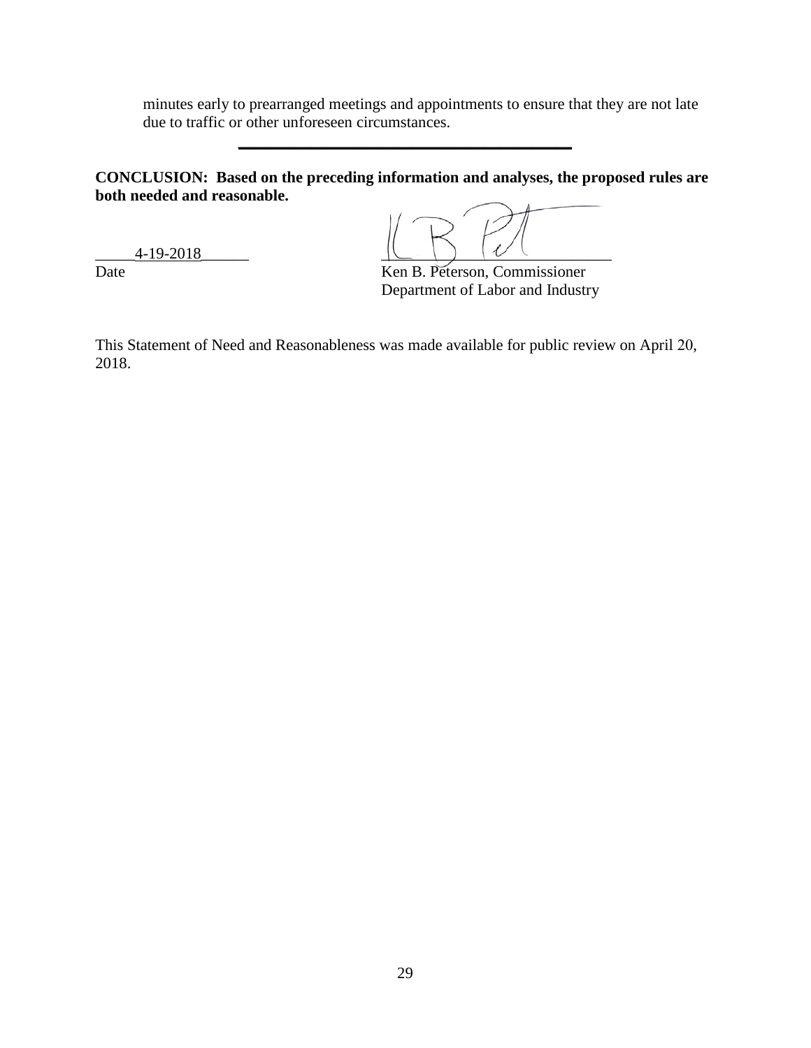minutes early to prearranged meetings and appointments to ensure that they are not late due to traffic or other unforeseen circumstances.

---

**CONCLUSION: Based on the preceding information and analyses, the proposed rules are both needed and reasonable.**

4-19-2018
Date

Ken B. Peterson, Commissioner
Department of Labor and Industry

This Statement of Need and Reasonableness was made available for public review on April 20, 2018.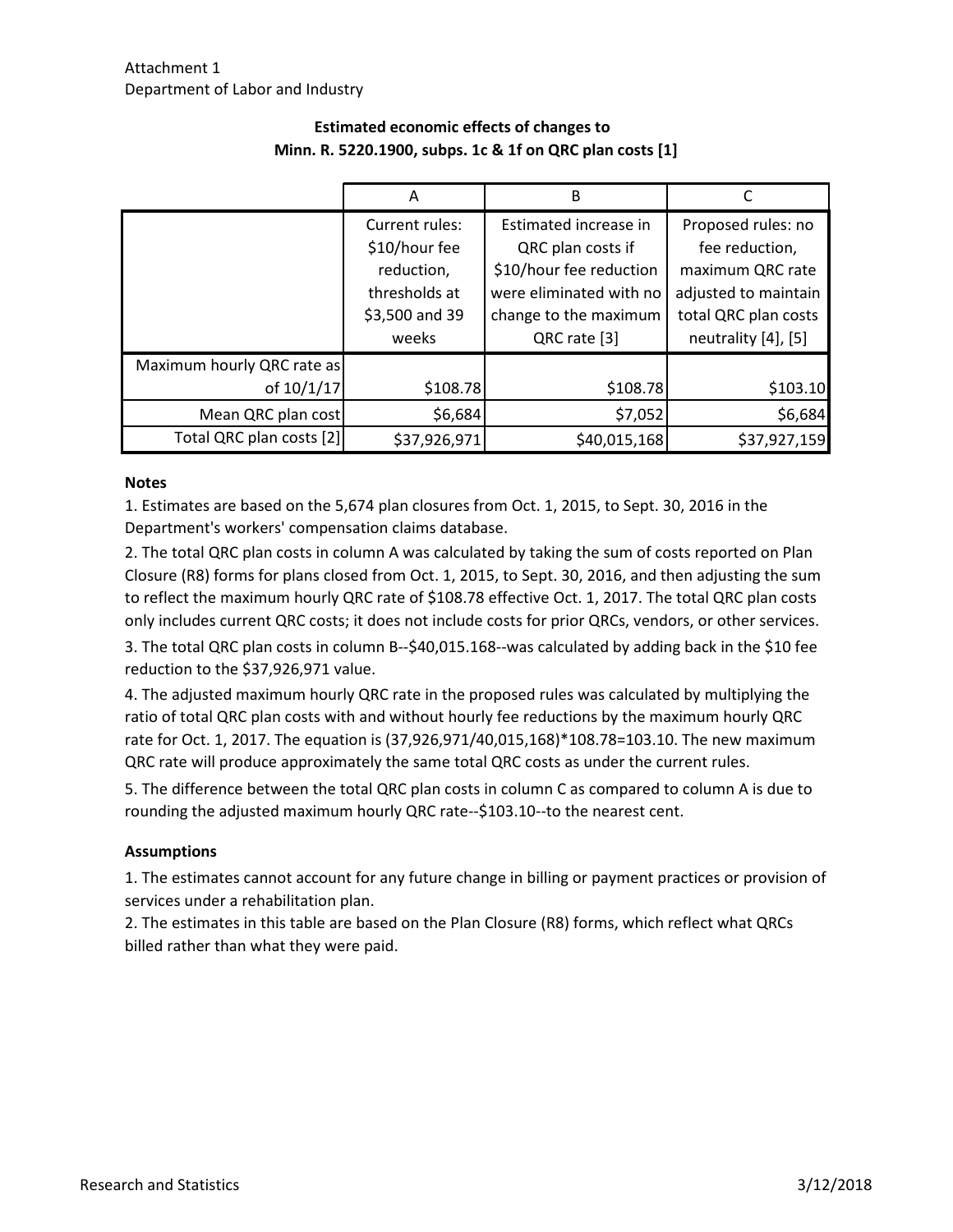Attachment 1
Department of Labor and Industry

### Estimated economic effects of changes to Minn. R. 5220.1900, subps. 1c & 1f on QRC plan costs [1]

| | A | B | C |
|---|---|---|---|
| | Current rules: $10/hour fee reduction, thresholds at $3,500 and 39 weeks | Estimated increase in QRC plan costs if $10/hour fee reduction were eliminated with no change to the maximum QRC rate [3] | Proposed rules: no fee reduction, maximum QRC rate adjusted to maintain total QRC plan costs neutrality [4], [5] |
| Maximum hourly QRC rate as of 10/1/17 | $108.78 | $108.78 | $103.10 |
| Mean QRC plan cost | $6,684 | $7,052 | $6,684 |
| Total QRC plan costs [2] | $37,926,971 | $40,015,168 | $37,927,159 |

**Notes**

1. Estimates are based on the 5,674 plan closures from Oct. 1, 2015, to Sept. 30, 2016 in the Department's workers' compensation claims database.
2. The total QRC plan costs in column A was calculated by taking the sum of costs reported on Plan Closure (R8) forms for plans closed from Oct. 1, 2015, to Sept. 30, 2016, and then adjusting the sum to reflect the maximum hourly QRC rate of $108.78 effective Oct. 1, 2017. The total QRC plan costs only includes current QRC costs; it does not include costs for prior QRCs, vendors, or other services.
3. The total QRC plan costs in column B--$40,015.168--was calculated by adding back in the $10 fee reduction to the $37,926,971 value.
4. The adjusted maximum hourly QRC rate in the proposed rules was calculated by multiplying the ratio of total QRC plan costs with and without hourly fee reductions by the maximum hourly QRC rate for Oct. 1, 2017. The equation is (37,926,971/40,015,168)*108.78=103.10. The new maximum QRC rate will produce approximately the same total QRC costs as under the current rules.
5. The difference between the total QRC plan costs in column C as compared to column A is due to rounding the adjusted maximum hourly QRC rate--$103.10--to the nearest cent.

**Assumptions**

1. The estimates cannot account for any future change in billing or payment practices or provision of services under a rehabilitation plan.
2. The estimates in this table are based on the Plan Closure (R8) forms, which reflect what QRCs billed rather than what they were paid.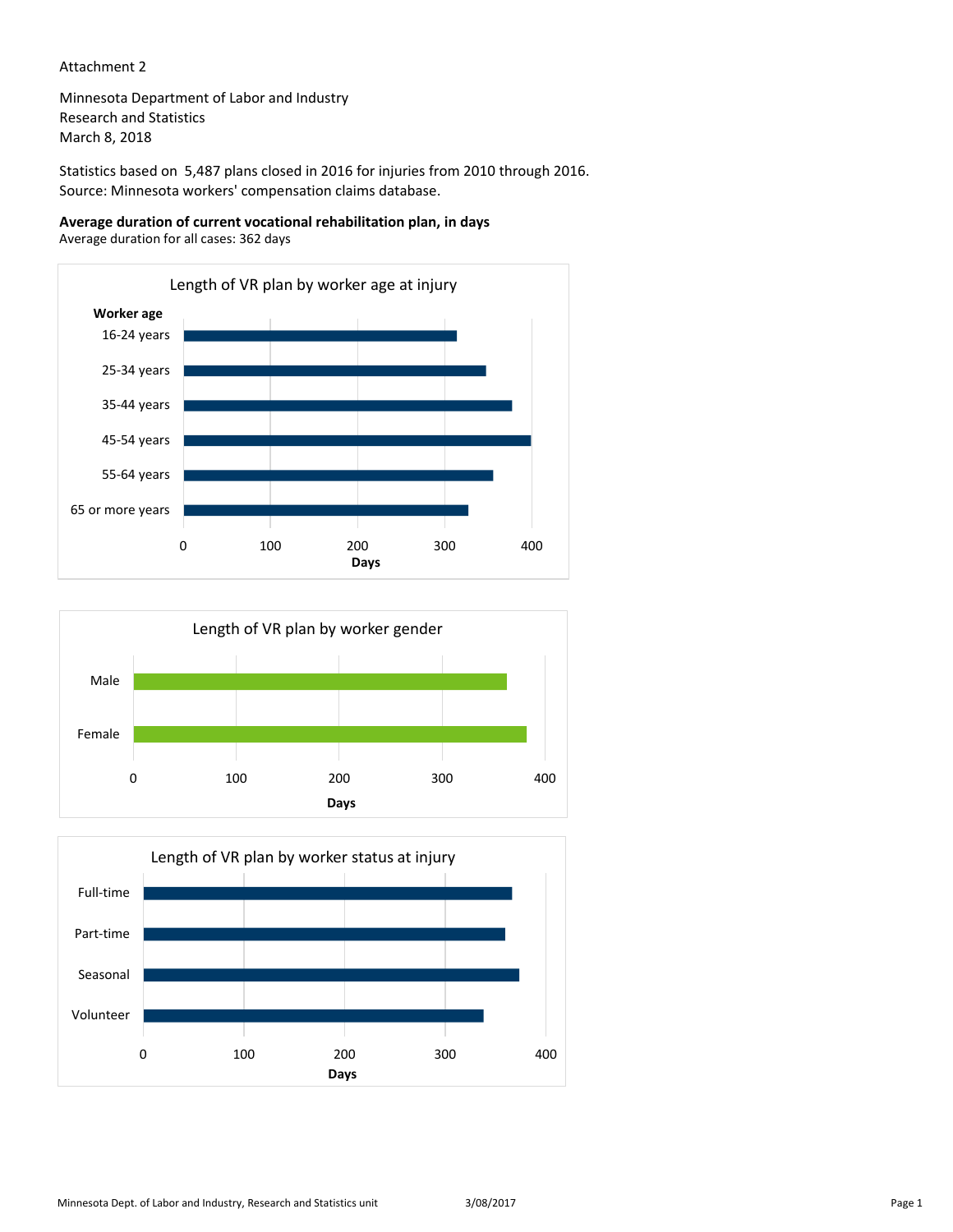Attachment 2

Minnesota Department of Labor and Industry
Research and Statistics
March 8, 2018

Statistics based on 5,487 plans closed in 2016 for injuries from 2010 through 2016.
Source: Minnesota workers' compensation claims database.

**Average duration of current vocational rehabilitation plan, in days**
Average duration for all cases: 362 days

Length of VR plan by worker age at injury

**Worker age**
16-24 years
25-34 years
35-44 years
45-54 years
55-64 years
65 or more years

0 100 200 300 400
**Days**

Length of VR plan by worker gender

Male
Female

0 100 200 300 400
**Days**

Length of VR plan by worker status at injury

Full-time
Part-time
Seasonal
Volunteer

0 100 200 300 400
**Days**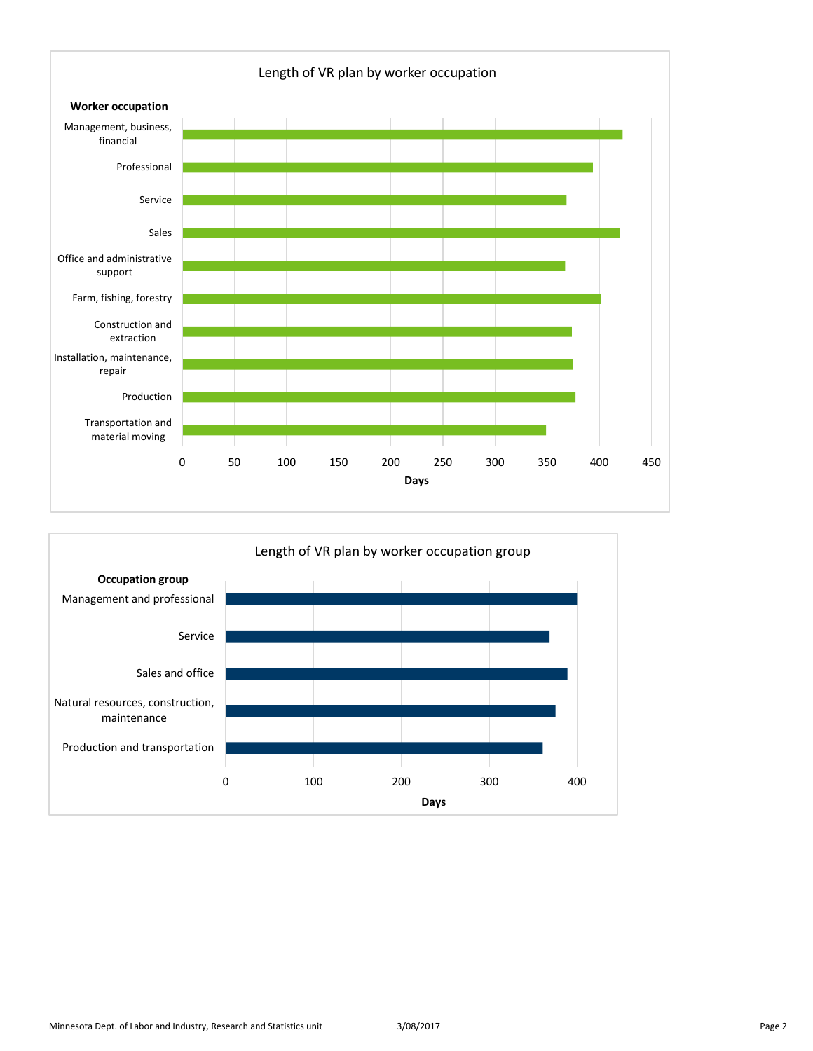## Length of VR plan by worker occupation

| Worker occupation | Days |
|---|---|
| Management, business, financial | 422 |
| Professional | 394 |
| Service | 369 |
| Sales | 420 |
| Office and administrative support | 368 |
| Farm, fishing, forestry | 401 |
| Construction and extraction | 374 |
| Installation, maintenance, repair | 375 |
| Production | 377 |
| Transportation and material moving | 349 |

## Length of VR plan by worker occupation group

| Occupation group | Days |
|---|---|
| Management and professional | 400 |
| Service | 369 |
| Sales and office | 389 |
| Natural resources, construction, maintenance | 375 |
| Production and transportation | 361 |

Minnesota Dept. of Labor and Industry, Research and Statistics unit 3/08/2017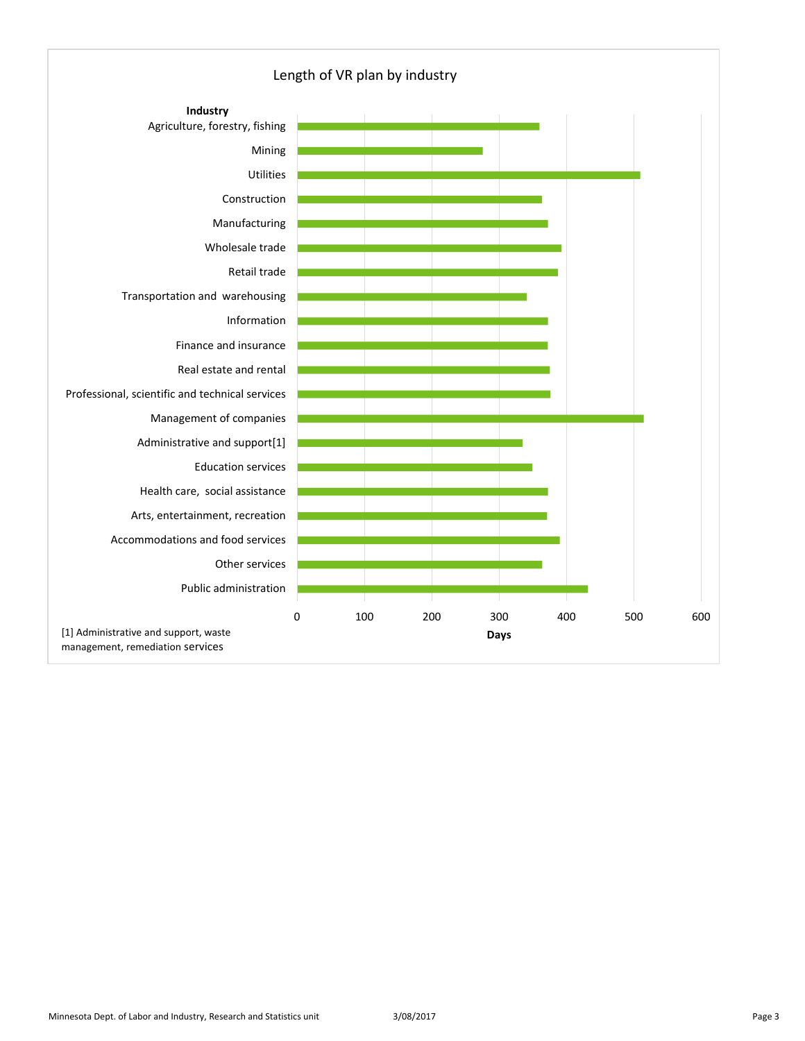## Length of VR plan by industry

**Industry**

- Agriculture, forestry, fishing
- Mining
- Utilities
- Construction
- Manufacturing
- Wholesale trade
- Retail trade
- Transportation and warehousing
- Information
- Finance and insurance
- Real estate and rental
- Professional, scientific and technical services
- Management of companies
- Administrative and support[1]
- Education services
- Health care, social assistance
- Arts, entertainment, recreation
- Accommodations and food services
- Other services
- Public administration

0 100 200 300 400 500 600

**Days**

[1] Administrative and support, waste management, remediation services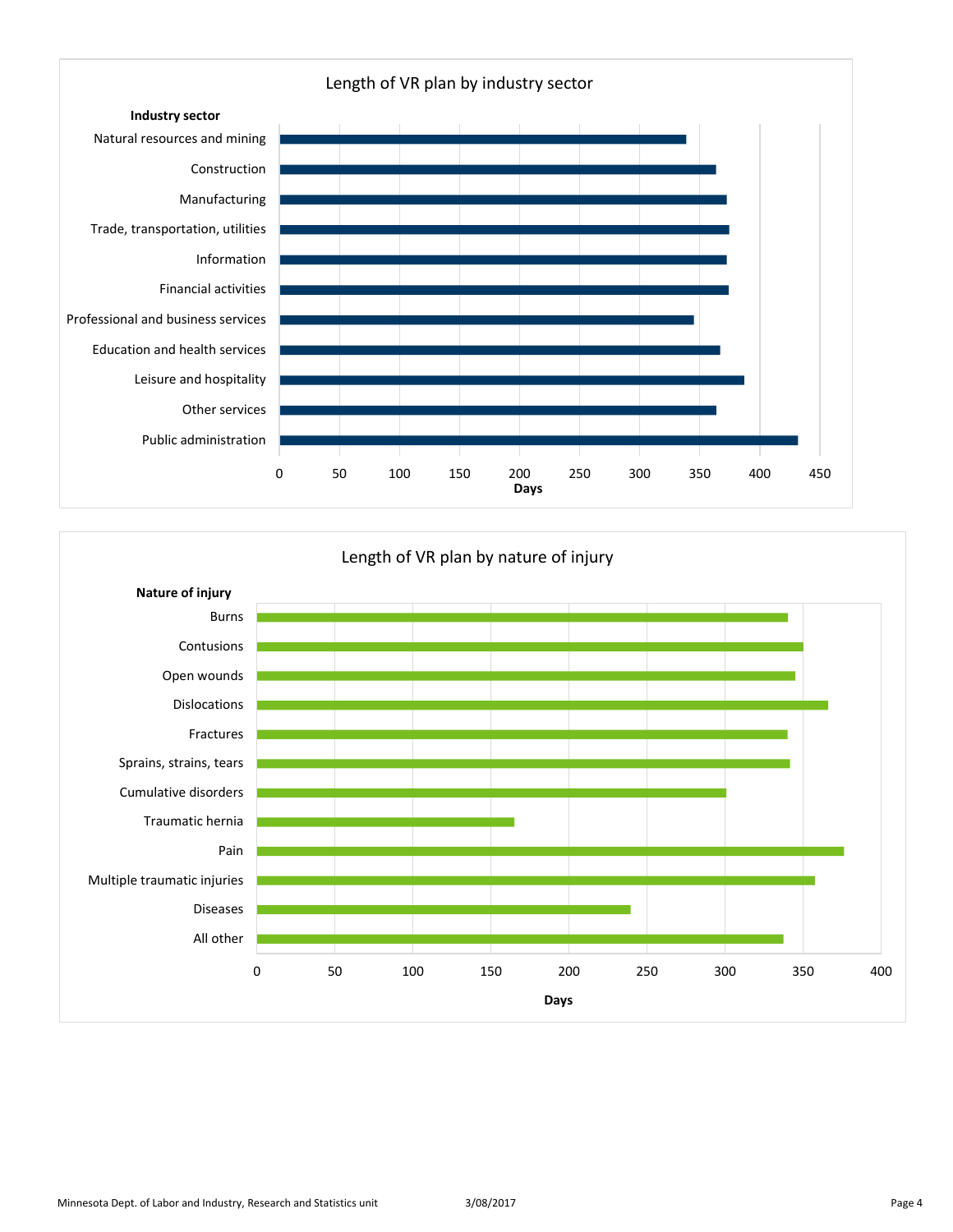## Length of VR plan by industry sector

**Industry sector**

- Natural resources and mining
- Construction
- Manufacturing
- Trade, transportation, utilities
- Information
- Financial activities
- Professional and business services
- Education and health services
- Leisure and hospitality
- Other services
- Public administration

0 50 100 150 200 250 300 350 400 450

**Days**

## Length of VR plan by nature of injury

**Nature of injury**

- Burns
- Contusions
- Open wounds
- Dislocations
- Fractures
- Sprains, strains, tears
- Cumulative disorders
- Traumatic hernia
- Pain
- Multiple traumatic injuries
- Diseases
- All other

0 50 100 150 200 250 300 350 400

**Days**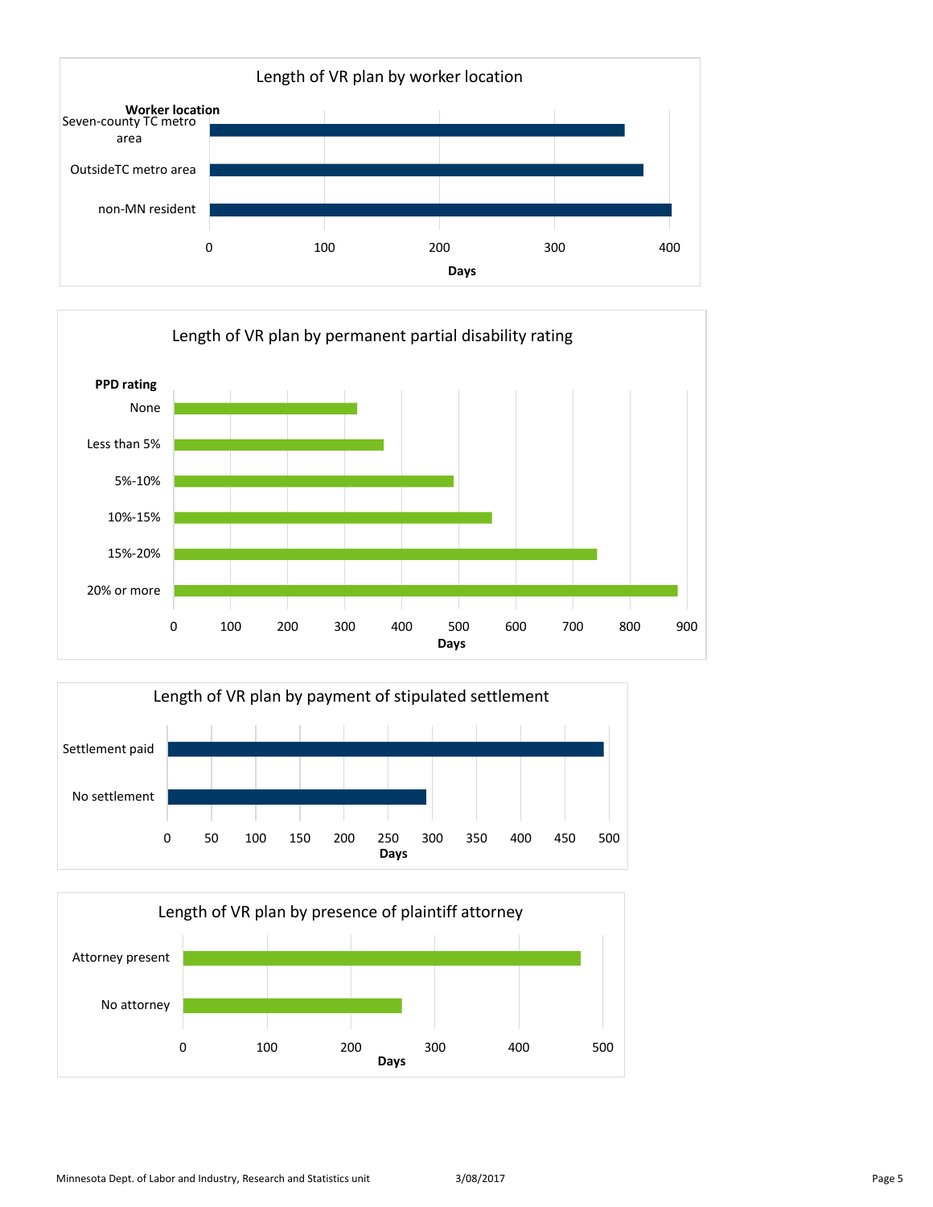Length of VR plan by worker location

**Worker location**

- Seven-county TC metro area
- OutsideTC metro area
- non-MN resident

**Days**: 0, 100, 200, 300, 400

Length of VR plan by permanent partial disability rating

**PPD rating**

- None
- Less than 5%
- 5%-10%
- 10%-15%
- 15%-20%
- 20% or more

**Days**: 0, 100, 200, 300, 400, 500, 600, 700, 800, 900

Length of VR plan by payment of stipulated settlement

- Settlement paid
- No settlement

**Days**: 0, 50, 100, 150, 200, 250, 300, 350, 400, 450, 500

Length of VR plan by presence of plaintiff attorney

- Attorney present
- No attorney

**Days**: 0, 100, 200, 300, 400, 500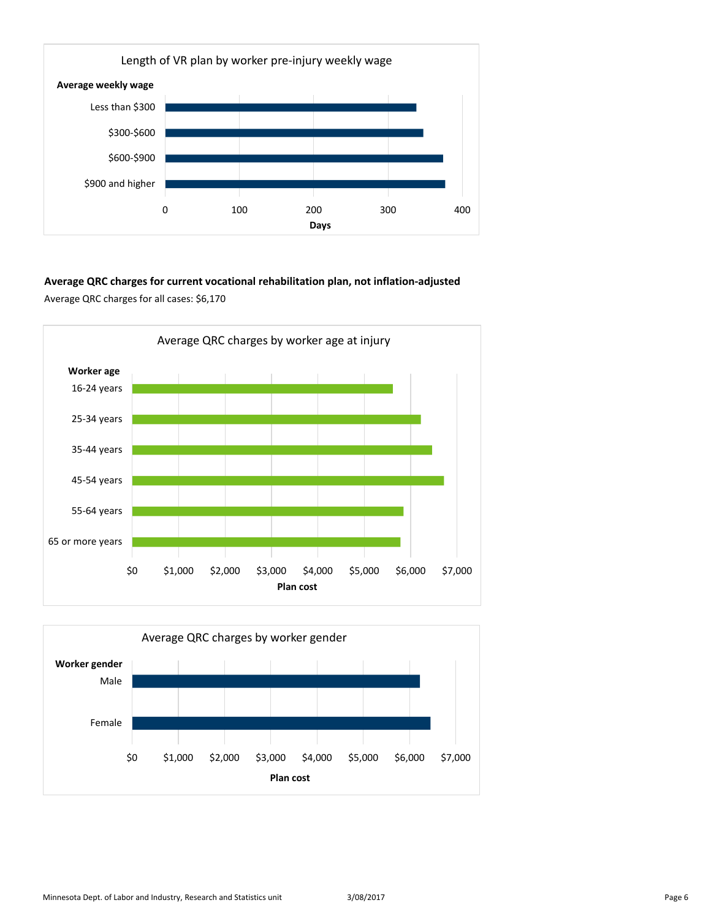Length of VR plan by worker pre-injury weekly wage

| Average weekly wage | Days |
|---|---|
| Less than $300 | |
| $300-$600 | |
| $600-$900 | |
| $900 and higher | |

**Average QRC charges for current vocational rehabilitation plan, not inflation-adjusted**

Average QRC charges for all cases: $6,170

Average QRC charges by worker age at injury

| Worker age | Plan cost |
|---|---|
| 16-24 years | |
| 25-34 years | |
| 35-44 years | |
| 45-54 years | |
| 55-64 years | |
| 65 or more years | |

Average QRC charges by worker gender

| Worker gender | Plan cost |
|---|---|
| Male | |
| Female | |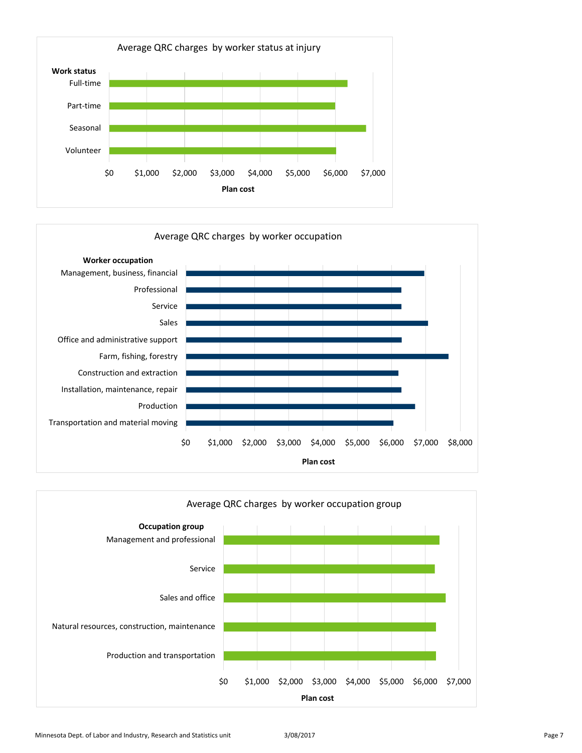Average QRC charges by worker status at injury

Work status: Full-time, Part-time, Seasonal, Volunteer

Plan cost: $0, $1,000, $2,000, $3,000, $4,000, $5,000, $6,000, $7,000

Average QRC charges by worker occupation

Worker occupation: Management, business, financial; Professional; Service; Sales; Office and administrative support; Farm, fishing, forestry; Construction and extraction; Installation, maintenance, repair; Production; Transportation and material moving

Plan cost: $0, $1,000, $2,000, $3,000, $4,000, $5,000, $6,000, $7,000, $8,000

Average QRC charges by worker occupation group

Occupation group: Management and professional; Service; Sales and office; Natural resources, construction, maintenance; Production and transportation

Plan cost: $0, $1,000, $2,000, $3,000, $4,000, $5,000, $6,000, $7,000

Minnesota Dept. of Labor and Industry, Research and Statistics unit 3/08/2017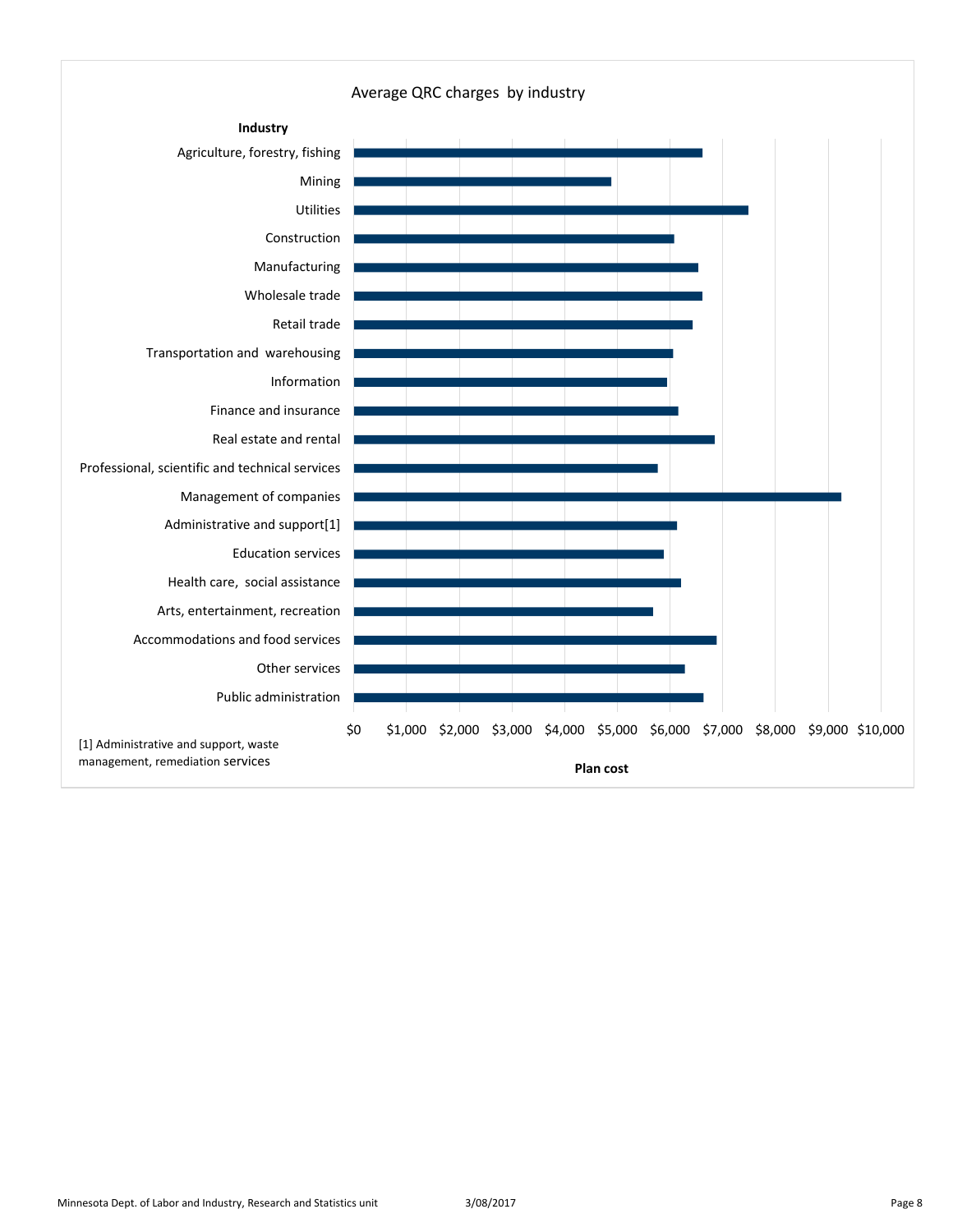Average QRC charges by industry

**Industry**

- Agriculture, forestry, fishing
- Mining
- Utilities
- Construction
- Manufacturing
- Wholesale trade
- Retail trade
- Transportation and warehousing
- Information
- Finance and insurance
- Real estate and rental
- Professional, scientific and technical services
- Management of companies
- Administrative and support[1]
- Education services
- Health care, social assistance
- Arts, entertainment, recreation
- Accommodations and food services
- Other services
- Public administration

$0 $1,000 $2,000 $3,000 $4,000 $5,000 $6,000 $7,000 $8,000 $9,000 $10,000

**Plan cost**

[1] Administrative and support, waste management, remediation services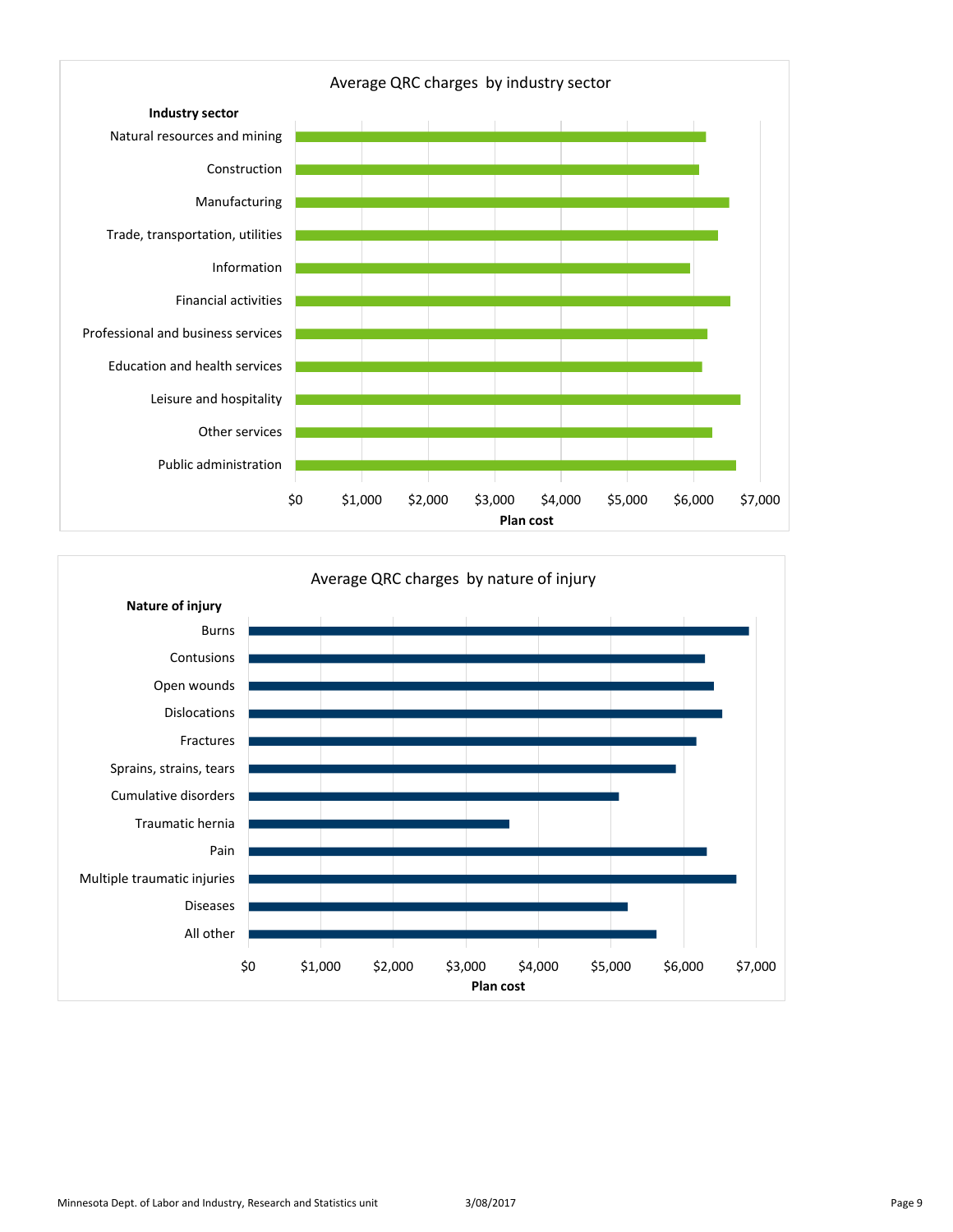## Average QRC charges by industry sector

| Industry sector | Plan cost |
|---|---|
| Natural resources and mining | |
| Construction | |
| Manufacturing | |
| Trade, transportation, utilities | |
| Information | |
| Financial activities | |
| Professional and business services | |
| Education and health services | |
| Leisure and hospitality | |
| Other services | |
| Public administration | |

Plan cost: $0 $1,000 $2,000 $3,000 $4,000 $5,000 $6,000 $7,000

## Average QRC charges by nature of injury

| Nature of injury | Plan cost |
|---|---|
| Burns | |
| Contusions | |
| Open wounds | |
| Dislocations | |
| Fractures | |
| Sprains, strains, tears | |
| Cumulative disorders | |
| Traumatic hernia | |
| Pain | |
| Multiple traumatic injuries | |
| Diseases | |
| All other | |

Plan cost: $0 $1,000 $2,000 $3,000 $4,000 $5,000 $6,000 $7,000

Minnesota Dept. of Labor and Industry, Research and Statistics unit 3/08/2017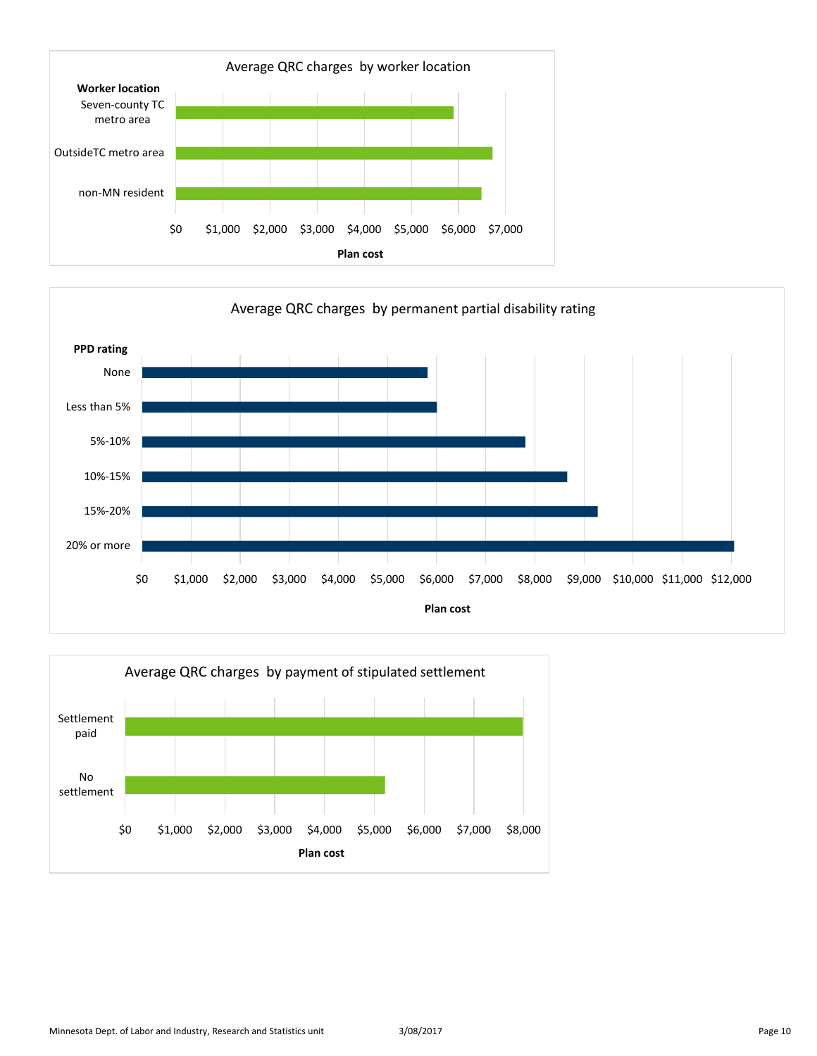Average QRC charges by worker location

Worker location: Seven-county TC metro area; OutsideTC metro area; non-MN resident

$0 $1,000 $2,000 $3,000 $4,000 $5,000 $6,000 $7,000

Plan cost

Average QRC charges by permanent partial disability rating

PPD rating: None; Less than 5%; 5%-10%; 10%-15%; 15%-20%; 20% or more

$0 $1,000 $2,000 $3,000 $4,000 $5,000 $6,000 $7,000 $8,000 $9,000 $10,000 $11,000 $12,000

Plan cost

Average QRC charges by payment of stipulated settlement

Settlement paid; No settlement

$0 $1,000 $2,000 $3,000 $4,000 $5,000 $6,000 $7,000 $8,000

Plan cost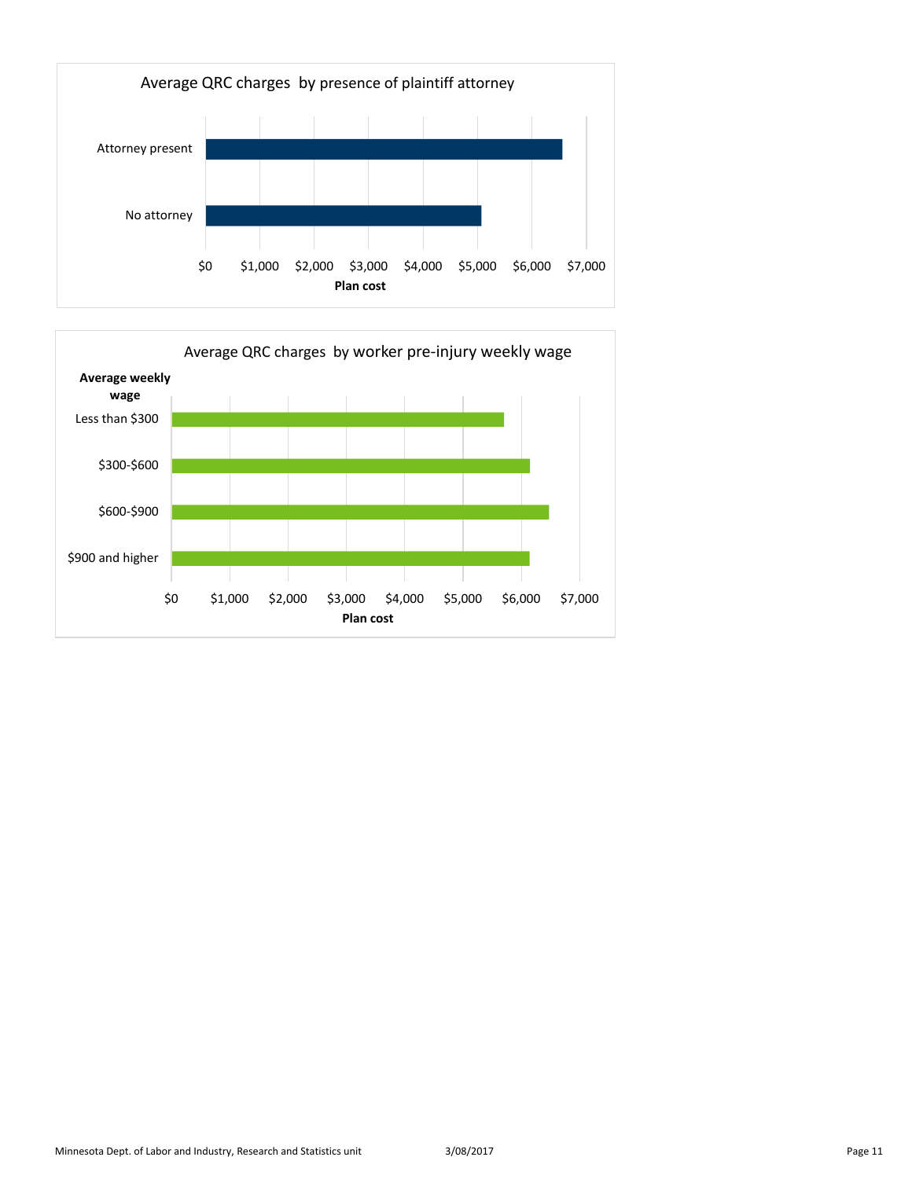Average QRC charges by presence of plaintiff attorney

Attorney present

No attorney

$0
$1,000
$2,000
$3,000
$4,000
$5,000
$6,000
$7,000

**Plan cost**

Average QRC charges by worker pre-injury weekly wage

**Average weekly wage**

Less than $300

$300-$600

$600-$900

$900 and higher

$0
$1,000
$2,000
$3,000
$4,000
$5,000
$6,000
$7,000

**Plan cost**